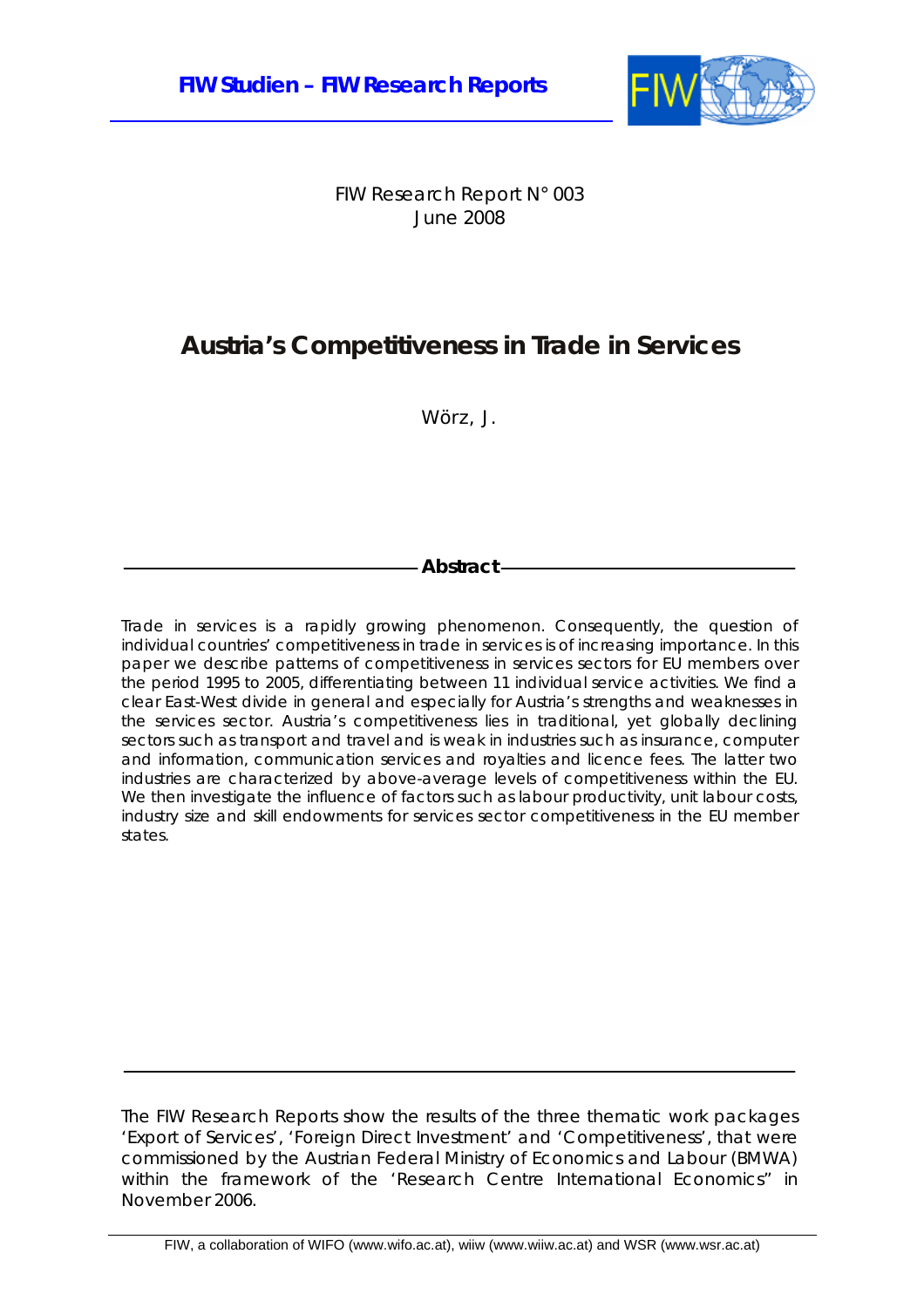**FIW Studien – FIW Research Reports**

FIW Research Report N° 003
June 2008

# Austria's Competitiveness in Trade in Services

Wörz, J.

## Abstract

Trade in services is a rapidly growing phenomenon. Consequently, the question of individual countries' competitiveness in trade in services is of increasing importance. In this paper we describe patterns of competitiveness in services sectors for EU members over the period 1995 to 2005, differentiating between 11 individual service activities. We find a clear East-West divide in general and especially for Austria's strengths and weaknesses in the services sector. Austria's competitiveness lies in traditional, yet globally declining sectors such as transport and travel and is weak in industries such as insurance, computer and information, communication services and royalties and licence fees. The latter two industries are characterized by above-average levels of competitiveness within the EU. We then investigate the influence of factors such as labour productivity, unit labour costs, industry size and skill endowments for services sector competitiveness in the EU member states.

The FIW Research Reports show the results of the three thematic work packages 'Export of Services', 'Foreign Direct Investment' and 'Competitiveness', that were commissioned by the Austrian Federal Ministry of Economics and Labour (BMWA) within the framework of the 'Research Centre International Economics" in November 2006.

FIW, a collaboration of WIFO (www.wifo.ac.at), wiiw (www.wiiw.ac.at) and WSR (www.wsr.ac.at)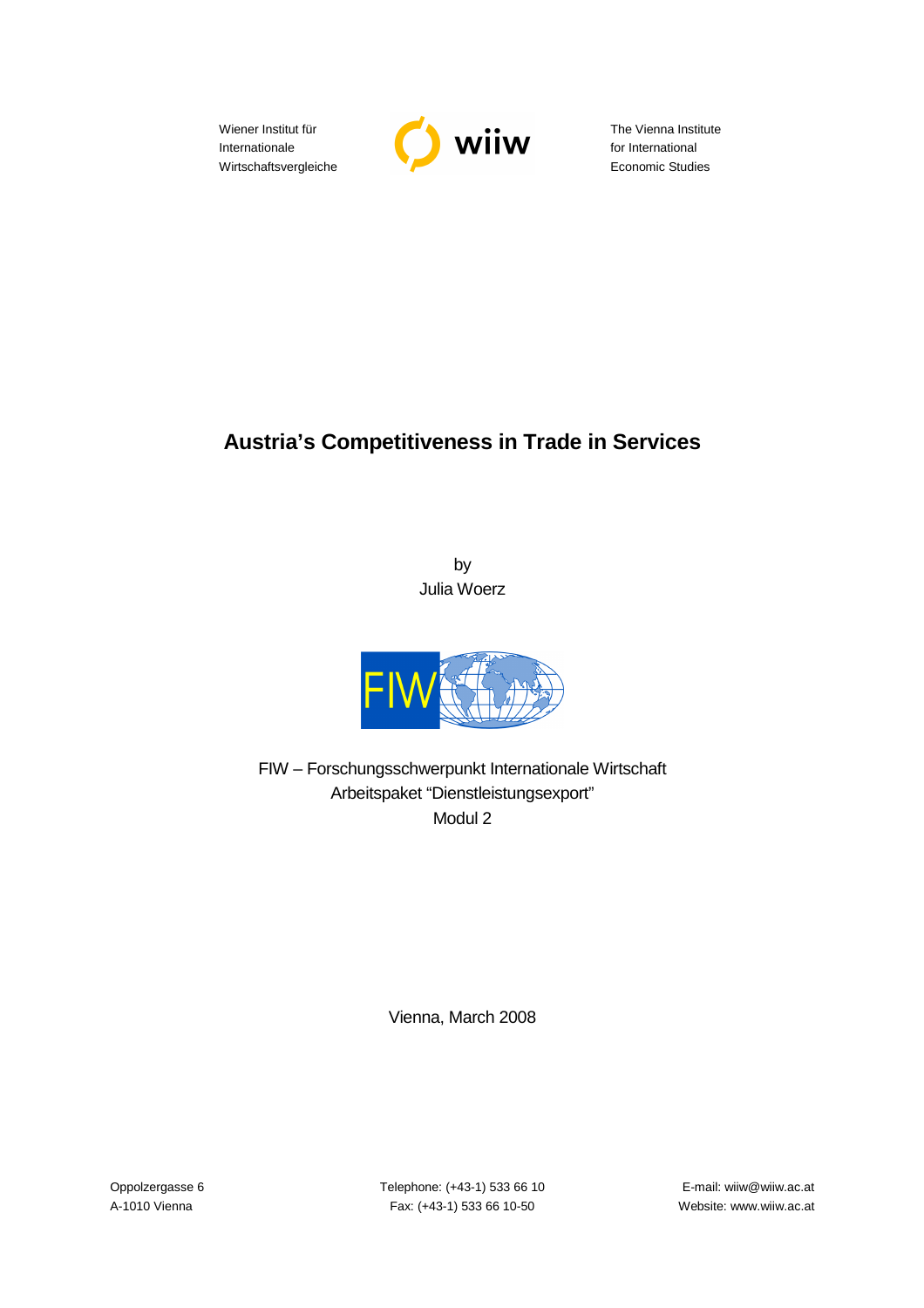Wiener Institut für
Internationale
Wirtschaftsvergleiche

The Vienna Institute
for International
Economic Studies

# Austria's Competitiveness in Trade in Services

by
Julia Woerz

FIW – Forschungsschwerpunkt Internationale Wirtschaft
Arbeitspaket "Dienstleistungsexport"
Modul 2

Vienna, March 2008

Oppolzergasse 6
A-1010 Vienna

Telephone: (+43-1) 533 66 10
Fax: (+43-1) 533 66 10-50

E-mail: wiiw@wiiw.ac.at
Website: www.wiiw.ac.at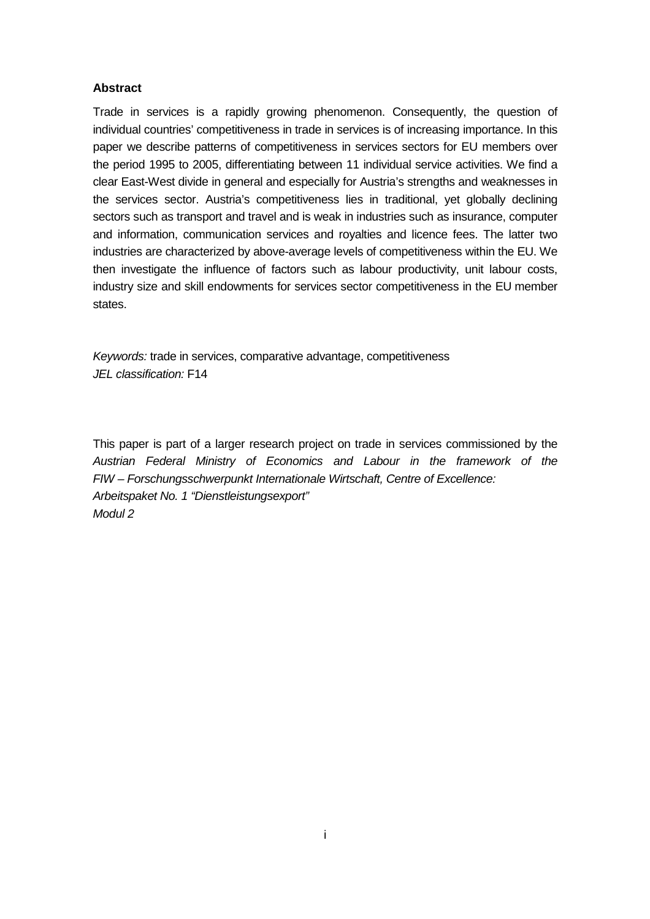**Abstract**

Trade in services is a rapidly growing phenomenon. Consequently, the question of individual countries' competitiveness in trade in services is of increasing importance. In this paper we describe patterns of competitiveness in services sectors for EU members over the period 1995 to 2005, differentiating between 11 individual service activities. We find a clear East-West divide in general and especially for Austria's strengths and weaknesses in the services sector. Austria's competitiveness lies in traditional, yet globally declining sectors such as transport and travel and is weak in industries such as insurance, computer and information, communication services and royalties and licence fees. The latter two industries are characterized by above-average levels of competitiveness within the EU. We then investigate the influence of factors such as labour productivity, unit labour costs, industry size and skill endowments for services sector competitiveness in the EU member states.

*Keywords:* trade in services, comparative advantage, competitiveness
*JEL classification:* F14

This paper is part of a larger research project on trade in services commissioned by the *Austrian Federal Ministry of Economics and Labour in the framework of the FIW – Forschungsschwerpunkt Internationale Wirtschaft, Centre of Excellence: Arbeitspaket No. 1 "Dienstleistungsexport"*
*Modul 2*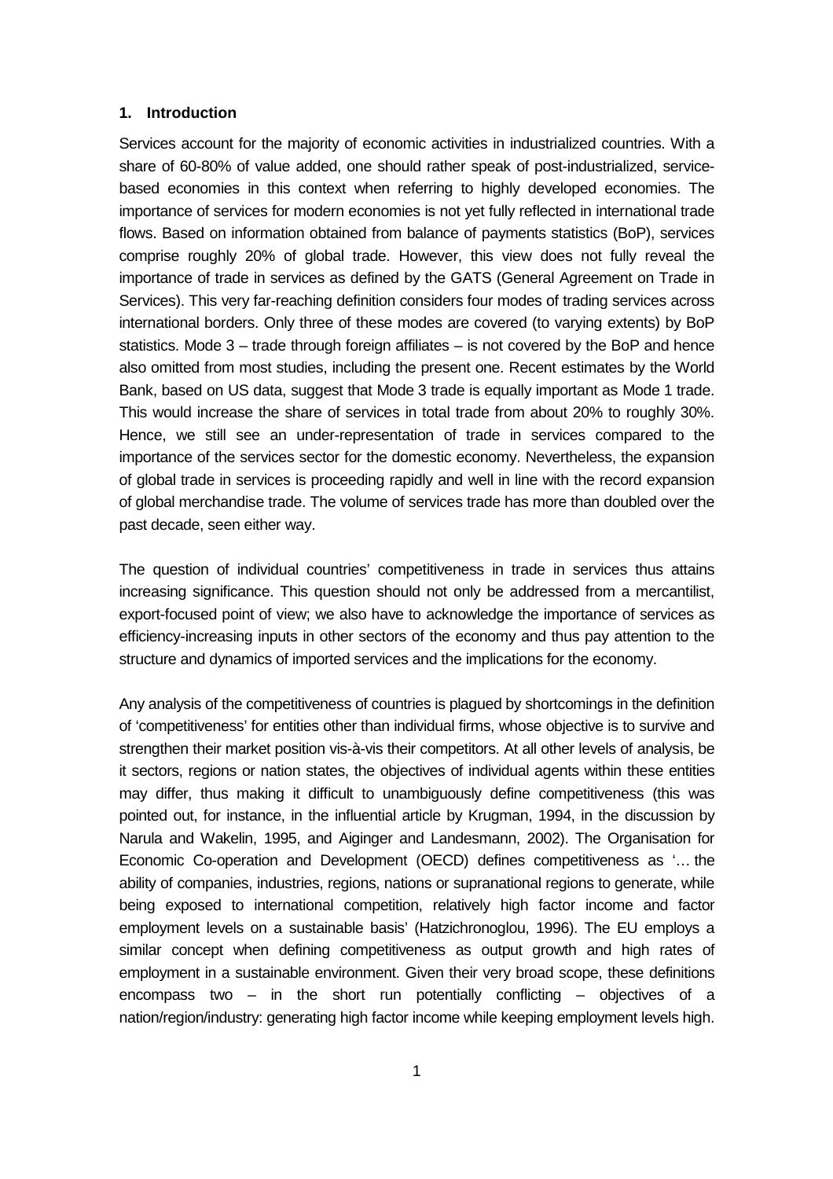## 1. Introduction

Services account for the majority of economic activities in industrialized countries. With a share of 60-80% of value added, one should rather speak of post-industrialized, service-based economies in this context when referring to highly developed economies. The importance of services for modern economies is not yet fully reflected in international trade flows. Based on information obtained from balance of payments statistics (BoP), services comprise roughly 20% of global trade. However, this view does not fully reveal the importance of trade in services as defined by the GATS (General Agreement on Trade in Services). This very far-reaching definition considers four modes of trading services across international borders. Only three of these modes are covered (to varying extents) by BoP statistics. Mode 3 – trade through foreign affiliates – is not covered by the BoP and hence also omitted from most studies, including the present one. Recent estimates by the World Bank, based on US data, suggest that Mode 3 trade is equally important as Mode 1 trade. This would increase the share of services in total trade from about 20% to roughly 30%. Hence, we still see an under-representation of trade in services compared to the importance of the services sector for the domestic economy. Nevertheless, the expansion of global trade in services is proceeding rapidly and well in line with the record expansion of global merchandise trade. The volume of services trade has more than doubled over the past decade, seen either way.

The question of individual countries' competitiveness in trade in services thus attains increasing significance. This question should not only be addressed from a mercantilist, export-focused point of view; we also have to acknowledge the importance of services as efficiency-increasing inputs in other sectors of the economy and thus pay attention to the structure and dynamics of imported services and the implications for the economy.

Any analysis of the competitiveness of countries is plagued by shortcomings in the definition of 'competitiveness' for entities other than individual firms, whose objective is to survive and strengthen their market position vis-à-vis their competitors. At all other levels of analysis, be it sectors, regions or nation states, the objectives of individual agents within these entities may differ, thus making it difficult to unambiguously define competitiveness (this was pointed out, for instance, in the influential article by Krugman, 1994, in the discussion by Narula and Wakelin, 1995, and Aiginger and Landesmann, 2002). The Organisation for Economic Co-operation and Development (OECD) defines competitiveness as '… the ability of companies, industries, regions, nations or supranational regions to generate, while being exposed to international competition, relatively high factor income and factor employment levels on a sustainable basis' (Hatzichronoglou, 1996). The EU employs a similar concept when defining competitiveness as output growth and high rates of employment in a sustainable environment. Given their very broad scope, these definitions encompass two – in the short run potentially conflicting – objectives of a nation/region/industry: generating high factor income while keeping employment levels high.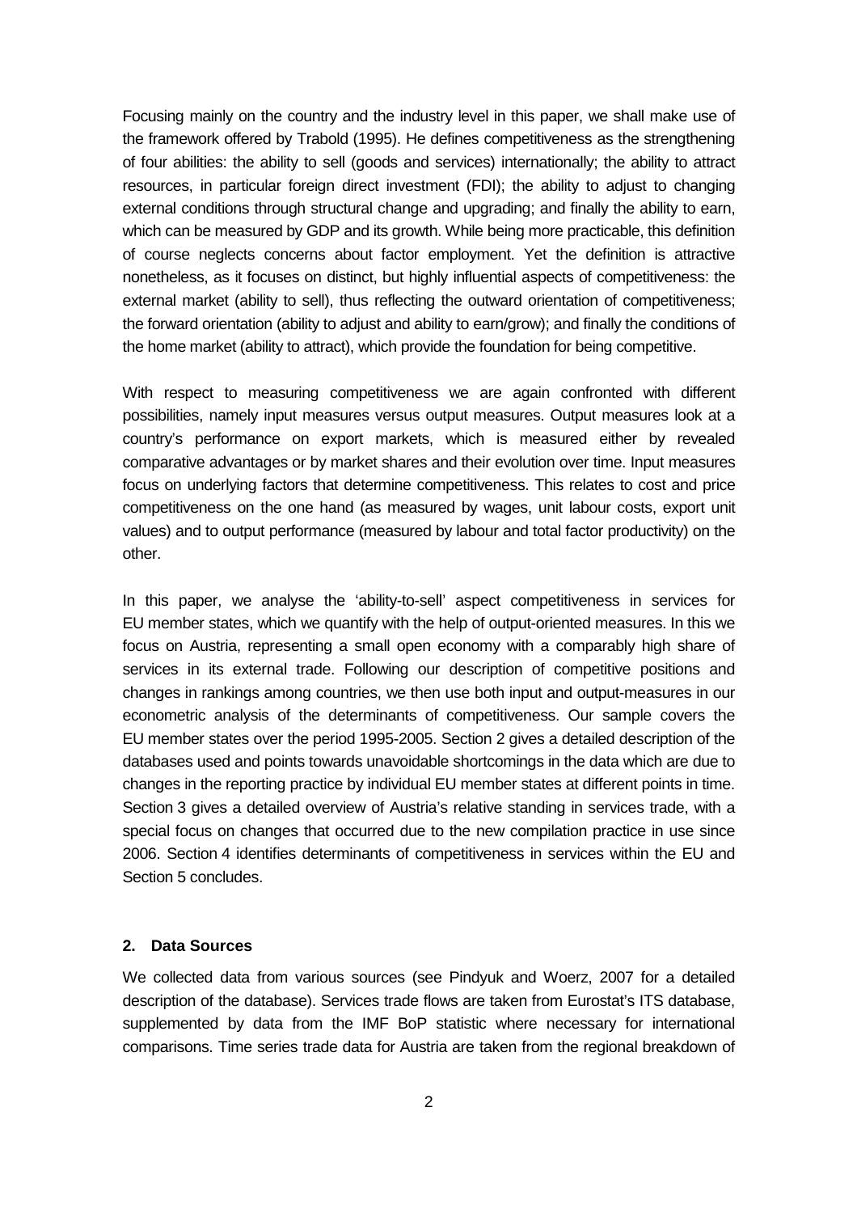Focusing mainly on the country and the industry level in this paper, we shall make use of the framework offered by Trabold (1995). He defines competitiveness as the strengthening of four abilities: the ability to sell (goods and services) internationally; the ability to attract resources, in particular foreign direct investment (FDI); the ability to adjust to changing external conditions through structural change and upgrading; and finally the ability to earn, which can be measured by GDP and its growth. While being more practicable, this definition of course neglects concerns about factor employment. Yet the definition is attractive nonetheless, as it focuses on distinct, but highly influential aspects of competitiveness: the external market (ability to sell), thus reflecting the outward orientation of competitiveness; the forward orientation (ability to adjust and ability to earn/grow); and finally the conditions of the home market (ability to attract), which provide the foundation for being competitive.

With respect to measuring competitiveness we are again confronted with different possibilities, namely input measures versus output measures. Output measures look at a country's performance on export markets, which is measured either by revealed comparative advantages or by market shares and their evolution over time. Input measures focus on underlying factors that determine competitiveness. This relates to cost and price competitiveness on the one hand (as measured by wages, unit labour costs, export unit values) and to output performance (measured by labour and total factor productivity) on the other.

In this paper, we analyse the 'ability-to-sell' aspect competitiveness in services for EU member states, which we quantify with the help of output-oriented measures. In this we focus on Austria, representing a small open economy with a comparably high share of services in its external trade. Following our description of competitive positions and changes in rankings among countries, we then use both input and output-measures in our econometric analysis of the determinants of competitiveness. Our sample covers the EU member states over the period 1995-2005. Section 2 gives a detailed description of the databases used and points towards unavoidable shortcomings in the data which are due to changes in the reporting practice by individual EU member states at different points in time. Section 3 gives a detailed overview of Austria's relative standing in services trade, with a special focus on changes that occurred due to the new compilation practice in use since 2006. Section 4 identifies determinants of competitiveness in services within the EU and Section 5 concludes.

## 2. Data Sources

We collected data from various sources (see Pindyuk and Woerz, 2007 for a detailed description of the database). Services trade flows are taken from Eurostat's ITS database, supplemented by data from the IMF BoP statistic where necessary for international comparisons. Time series trade data for Austria are taken from the regional breakdown of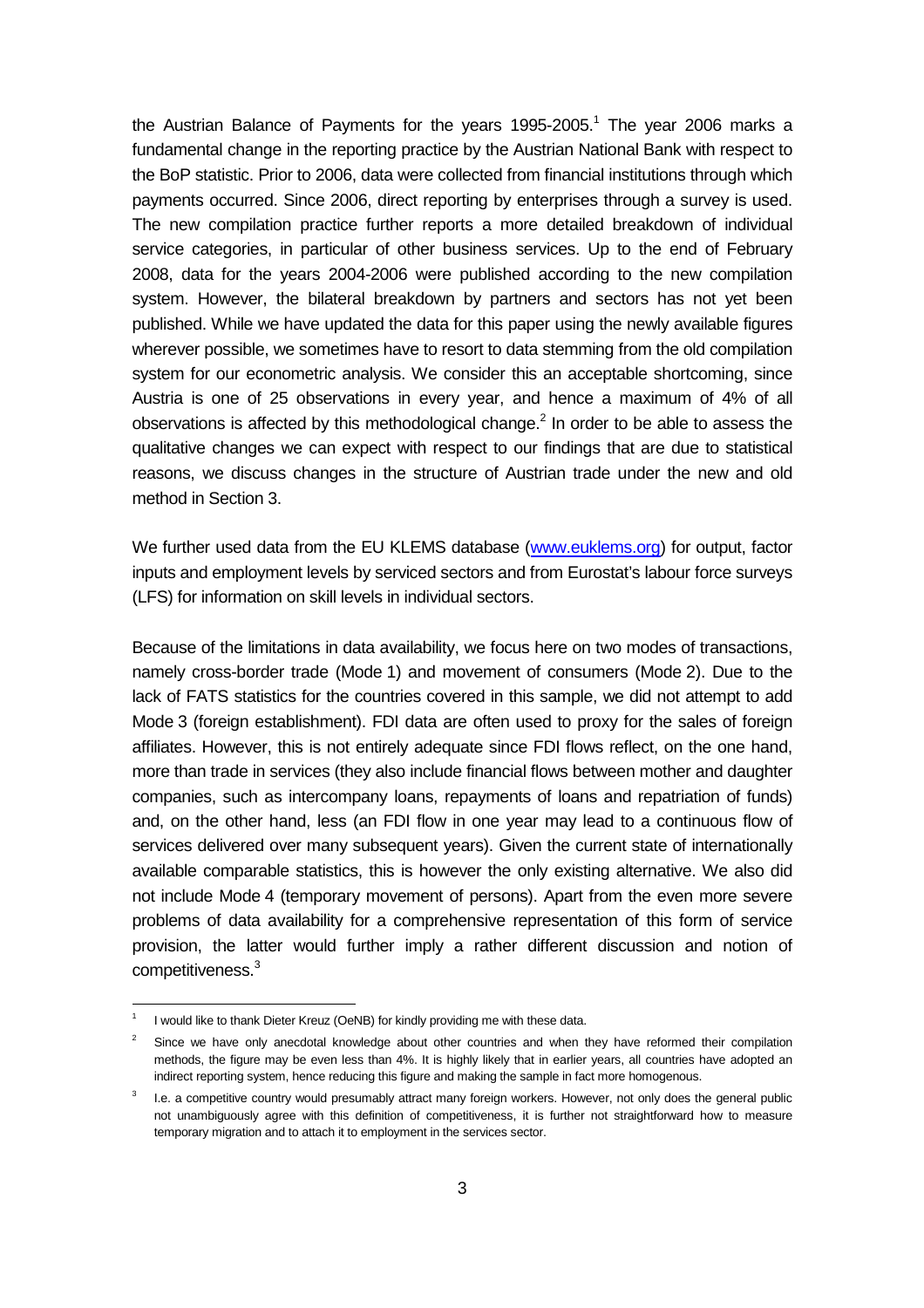the Austrian Balance of Payments for the years 1995-2005.[1] The year 2006 marks a fundamental change in the reporting practice by the Austrian National Bank with respect to the BoP statistic. Prior to 2006, data were collected from financial institutions through which payments occurred. Since 2006, direct reporting by enterprises through a survey is used. The new compilation practice further reports a more detailed breakdown of individual service categories, in particular of other business services. Up to the end of February 2008, data for the years 2004-2006 were published according to the new compilation system. However, the bilateral breakdown by partners and sectors has not yet been published. While we have updated the data for this paper using the newly available figures wherever possible, we sometimes have to resort to data stemming from the old compilation system for our econometric analysis. We consider this an acceptable shortcoming, since Austria is one of 25 observations in every year, and hence a maximum of 4% of all observations is affected by this methodological change.[2] In order to be able to assess the qualitative changes we can expect with respect to our findings that are due to statistical reasons, we discuss changes in the structure of Austrian trade under the new and old method in Section 3.

We further used data from the EU KLEMS database (www.euklems.org) for output, factor inputs and employment levels by serviced sectors and from Eurostat's labour force surveys (LFS) for information on skill levels in individual sectors.

Because of the limitations in data availability, we focus here on two modes of transactions, namely cross-border trade (Mode 1) and movement of consumers (Mode 2). Due to the lack of FATS statistics for the countries covered in this sample, we did not attempt to add Mode 3 (foreign establishment). FDI data are often used to proxy for the sales of foreign affiliates. However, this is not entirely adequate since FDI flows reflect, on the one hand, more than trade in services (they also include financial flows between mother and daughter companies, such as intercompany loans, repayments of loans and repatriation of funds) and, on the other hand, less (an FDI flow in one year may lead to a continuous flow of services delivered over many subsequent years). Given the current state of internationally available comparable statistics, this is however the only existing alternative. We also did not include Mode 4 (temporary movement of persons). Apart from the even more severe problems of data availability for a comprehensive representation of this form of service provision, the latter would further imply a rather different discussion and notion of competitiveness.[3]

---

[1] I would like to thank Dieter Kreuz (OeNB) for kindly providing me with these data.

[2] Since we have only anecdotal knowledge about other countries and when they have reformed their compilation methods, the figure may be even less than 4%. It is highly likely that in earlier years, all countries have adopted an indirect reporting system, hence reducing this figure and making the sample in fact more homogenous.

[3] I.e. a competitive country would presumably attract many foreign workers. However, not only does the general public not unambiguously agree with this definition of competitiveness, it is further not straightforward how to measure temporary migration and to attach it to employment in the services sector.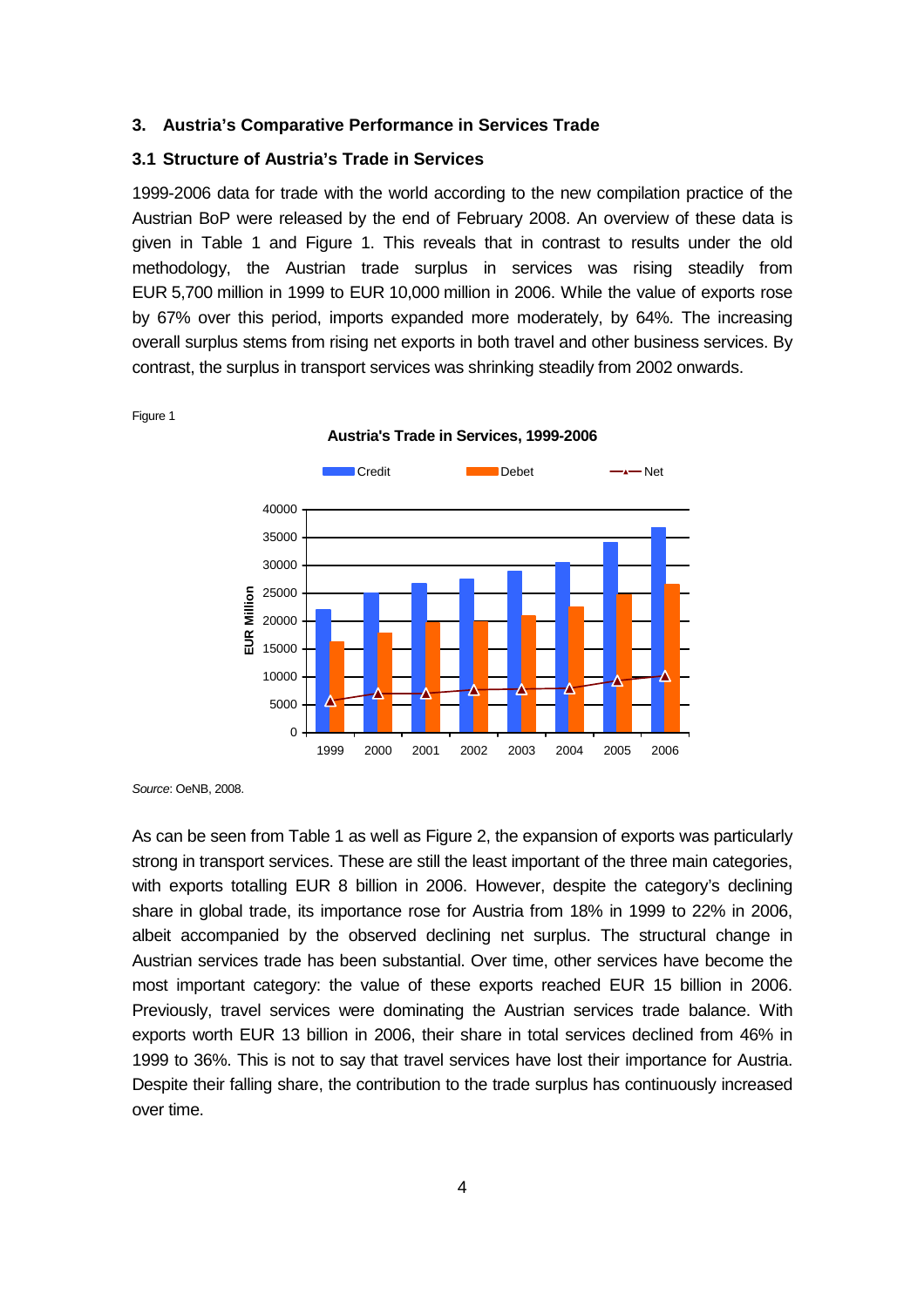## 3. Austria's Comparative Performance in Services Trade

### 3.1 Structure of Austria's Trade in Services

1999-2006 data for trade with the world according to the new compilation practice of the Austrian BoP were released by the end of February 2008. An overview of these data is given in Table 1 and Figure 1. This reveals that in contrast to results under the old methodology, the Austrian trade surplus in services was rising steadily from EUR 5,700 million in 1999 to EUR 10,000 million in 2006. While the value of exports rose by 67% over this period, imports expanded more moderately, by 64%. The increasing overall surplus stems from rising net exports in both travel and other business services. By contrast, the surplus in transport services was shrinking steadily from 2002 onwards.

Figure 1

**Austria's Trade in Services, 1999-2006**

*Source*: OeNB, 2008.

As can be seen from Table 1 as well as Figure 2, the expansion of exports was particularly strong in transport services. These are still the least important of the three main categories, with exports totalling EUR 8 billion in 2006. However, despite the category's declining share in global trade, its importance rose for Austria from 18% in 1999 to 22% in 2006, albeit accompanied by the observed declining net surplus. The structural change in Austrian services trade has been substantial. Over time, other services have become the most important category: the value of these exports reached EUR 15 billion in 2006. Previously, travel services were dominating the Austrian services trade balance. With exports worth EUR 13 billion in 2006, their share in total services declined from 46% in 1999 to 36%. This is not to say that travel services have lost their importance for Austria. Despite their falling share, the contribution to the trade surplus has continuously increased over time.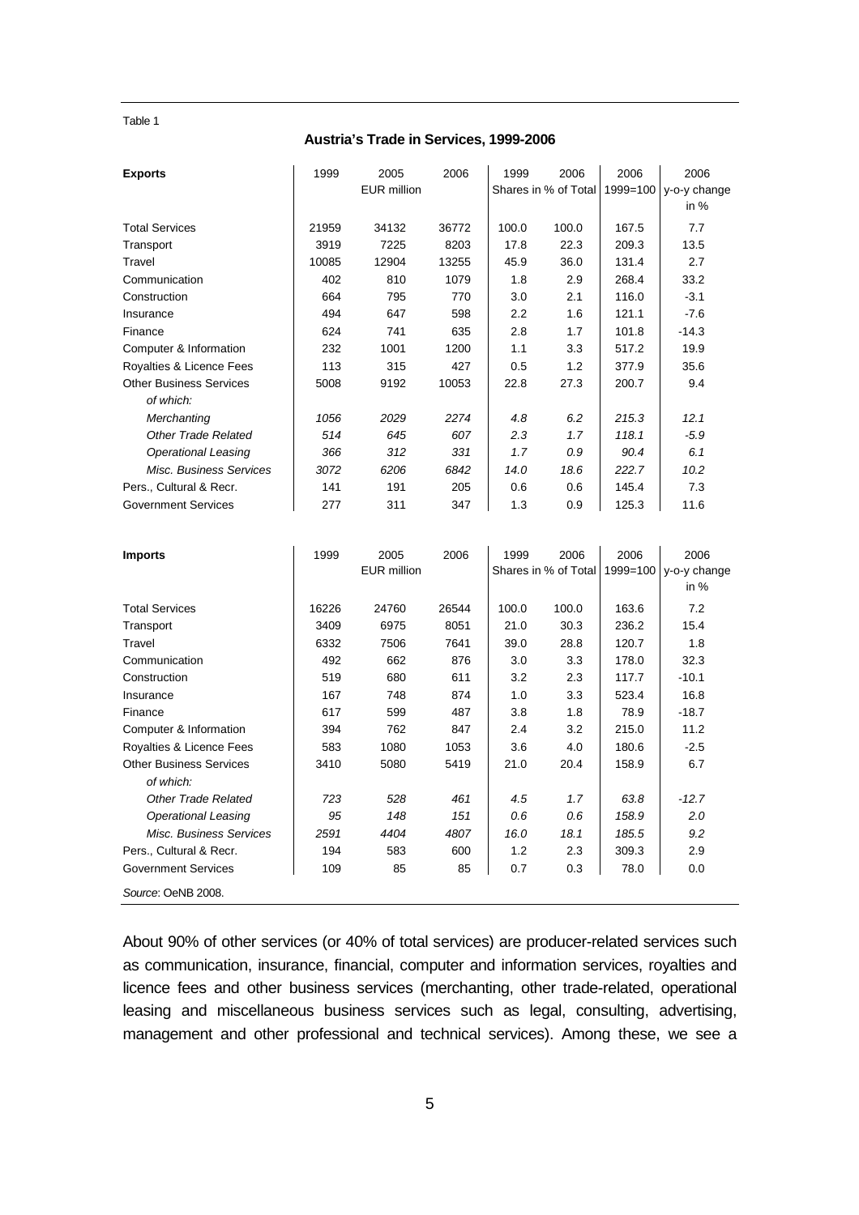Table 1

**Austria's Trade in Services, 1999-2006**

| **Exports** | 1999 | 2005 | 2006 | 1999 | 2006 | 2006 | 2006 |
|---|---|---|---|---|---|---|---|
| | | EUR million | | Shares in % of Total | | 1999=100 | y-o-y change in % |
| Total Services | 21959 | 34132 | 36772 | 100.0 | 100.0 | 167.5 | 7.7 |
| Transport | 3919 | 7225 | 8203 | 17.8 | 22.3 | 209.3 | 13.5 |
| Travel | 10085 | 12904 | 13255 | 45.9 | 36.0 | 131.4 | 2.7 |
| Communication | 402 | 810 | 1079 | 1.8 | 2.9 | 268.4 | 33.2 |
| Construction | 664 | 795 | 770 | 3.0 | 2.1 | 116.0 | -3.1 |
| Insurance | 494 | 647 | 598 | 2.2 | 1.6 | 121.1 | -7.6 |
| Finance | 624 | 741 | 635 | 2.8 | 1.7 | 101.8 | -14.3 |
| Computer & Information | 232 | 1001 | 1200 | 1.1 | 3.3 | 517.2 | 19.9 |
| Royalties & Licence Fees | 113 | 315 | 427 | 0.5 | 1.2 | 377.9 | 35.6 |
| Other Business Services | 5008 | 9192 | 10053 | 22.8 | 27.3 | 200.7 | 9.4 |
| *of which:* | | | | | | | |
| *Merchanting* | *1056* | *2029* | *2274* | *4.8* | *6.2* | *215.3* | *12.1* |
| *Other Trade Related* | *514* | *645* | *607* | *2.3* | *1.7* | *118.1* | *-5.9* |
| *Operational Leasing* | *366* | *312* | *331* | *1.7* | *0.9* | *90.4* | *6.1* |
| *Misc. Business Services* | *3072* | *6206* | *6842* | *14.0* | *18.6* | *222.7* | *10.2* |
| Pers., Cultural & Recr. | 141 | 191 | 205 | 0.6 | 0.6 | 145.4 | 7.3 |
| Government Services | 277 | 311 | 347 | 1.3 | 0.9 | 125.3 | 11.6 |

| **Imports** | 1999 | 2005 | 2006 | 1999 | 2006 | 2006 | 2006 |
|---|---|---|---|---|---|---|---|
| | | EUR million | | Shares in % of Total | | 1999=100 | y-o-y change in % |
| Total Services | 16226 | 24760 | 26544 | 100.0 | 100.0 | 163.6 | 7.2 |
| Transport | 3409 | 6975 | 8051 | 21.0 | 30.3 | 236.2 | 15.4 |
| Travel | 6332 | 7506 | 7641 | 39.0 | 28.8 | 120.7 | 1.8 |
| Communication | 492 | 662 | 876 | 3.0 | 3.3 | 178.0 | 32.3 |
| Construction | 519 | 680 | 611 | 3.2 | 2.3 | 117.7 | -10.1 |
| Insurance | 167 | 748 | 874 | 1.0 | 3.3 | 523.4 | 16.8 |
| Finance | 617 | 599 | 487 | 3.8 | 1.8 | 78.9 | -18.7 |
| Computer & Information | 394 | 762 | 847 | 2.4 | 3.2 | 215.0 | 11.2 |
| Royalties & Licence Fees | 583 | 1080 | 1053 | 3.6 | 4.0 | 180.6 | -2.5 |
| Other Business Services | 3410 | 5080 | 5419 | 21.0 | 20.4 | 158.9 | 6.7 |
| *of which:* | | | | | | | |
| *Other Trade Related* | *723* | *528* | *461* | *4.5* | *1.7* | *63.8* | *-12.7* |
| *Operational Leasing* | *95* | *148* | *151* | *0.6* | *0.6* | *158.9* | *2.0* |
| *Misc. Business Services* | *2591* | *4404* | *4807* | *16.0* | *18.1* | *185.5* | *9.2* |
| Pers., Cultural & Recr. | 194 | 583 | 600 | 1.2 | 2.3 | 309.3 | 2.9 |
| Government Services | 109 | 85 | 85 | 0.7 | 0.3 | 78.0 | 0.0 |

*Source*: OeNB 2008.

About 90% of other services (or 40% of total services) are producer-related services such as communication, insurance, financial, computer and information services, royalties and licence fees and other business services (merchanting, other trade-related, operational leasing and miscellaneous business services such as legal, consulting, advertising, management and other professional and technical services). Among these, we see a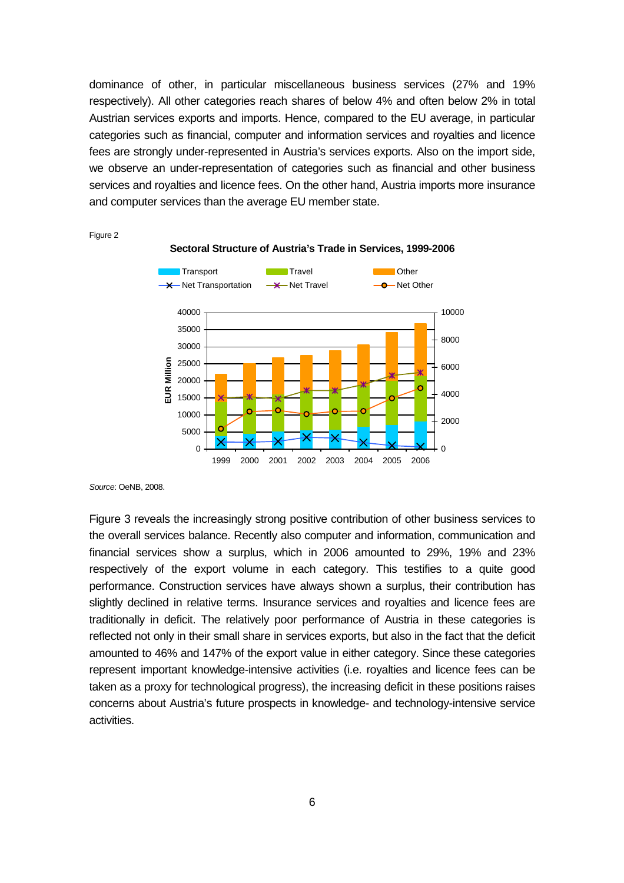dominance of other, in particular miscellaneous business services (27% and 19% respectively). All other categories reach shares of below 4% and often below 2% in total Austrian services exports and imports. Hence, compared to the EU average, in particular categories such as financial, computer and information services and royalties and licence fees are strongly under-represented in Austria's services exports. Also on the import side, we observe an under-representation of categories such as financial and other business services and royalties and licence fees. On the other hand, Austria imports more insurance and computer services than the average EU member state.

Figure 2

**Sectoral Structure of Austria's Trade in Services, 1999-2006**

*Source*: OeNB, 2008.

Figure 3 reveals the increasingly strong positive contribution of other business services to the overall services balance. Recently also computer and information, communication and financial services show a surplus, which in 2006 amounted to 29%, 19% and 23% respectively of the export volume in each category. This testifies to a quite good performance. Construction services have always shown a surplus, their contribution has slightly declined in relative terms. Insurance services and royalties and licence fees are traditionally in deficit. The relatively poor performance of Austria in these categories is reflected not only in their small share in services exports, but also in the fact that the deficit amounted to 46% and 147% of the export value in either category. Since these categories represent important knowledge-intensive activities (i.e. royalties and licence fees can be taken as a proxy for technological progress), the increasing deficit in these positions raises concerns about Austria's future prospects in knowledge- and technology-intensive service activities.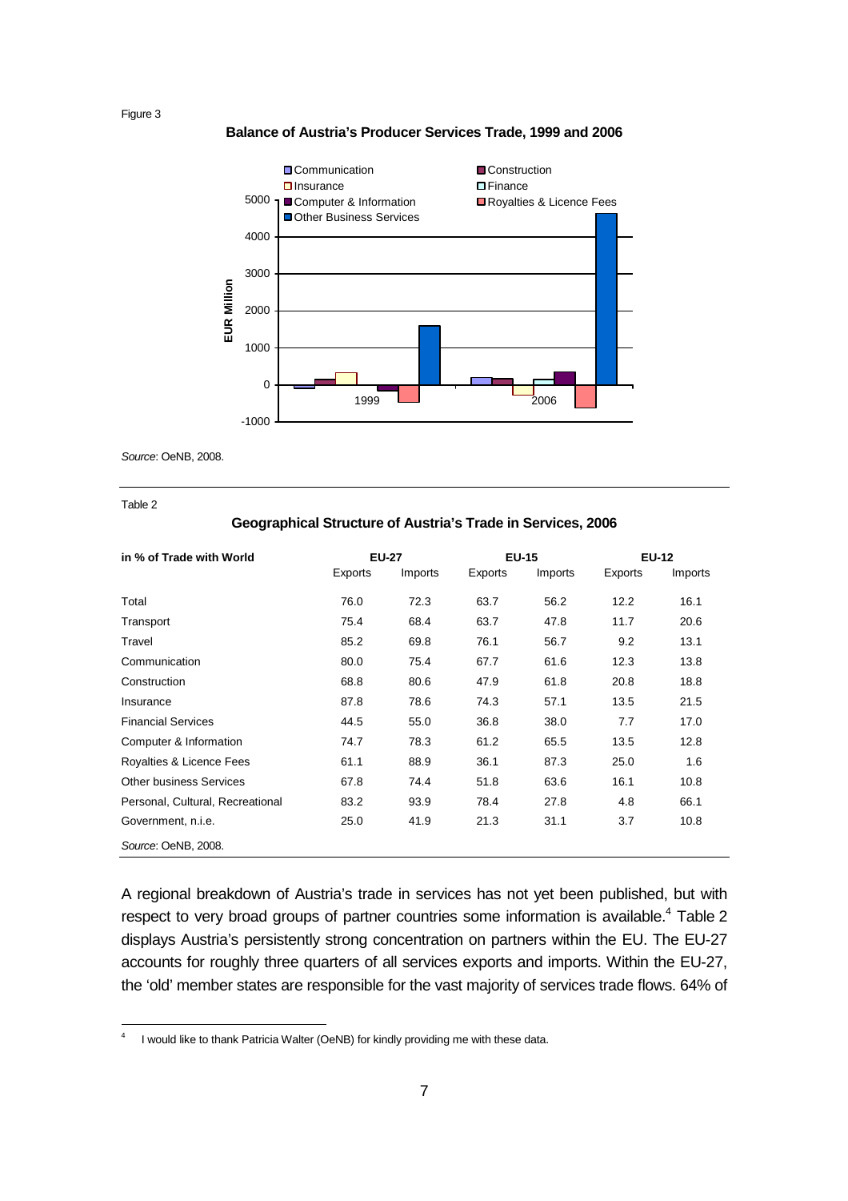Figure 3

**Balance of Austria's Producer Services Trade, 1999 and 2006**

*Source*: OeNB, 2008.

Table 2

**Geographical Structure of Austria's Trade in Services, 2006**

| in % of Trade with World | EU-27 | | EU-15 | | EU-12 | |
|---|---|---|---|---|---|---|
| | Exports | Imports | Exports | Imports | Exports | Imports |
| Total | 76.0 | 72.3 | 63.7 | 56.2 | 12.2 | 16.1 |
| Transport | 75.4 | 68.4 | 63.7 | 47.8 | 11.7 | 20.6 |
| Travel | 85.2 | 69.8 | 76.1 | 56.7 | 9.2 | 13.1 |
| Communication | 80.0 | 75.4 | 67.7 | 61.6 | 12.3 | 13.8 |
| Construction | 68.8 | 80.6 | 47.9 | 61.8 | 20.8 | 18.8 |
| Insurance | 87.8 | 78.6 | 74.3 | 57.1 | 13.5 | 21.5 |
| Financial Services | 44.5 | 55.0 | 36.8 | 38.0 | 7.7 | 17.0 |
| Computer & Information | 74.7 | 78.3 | 61.2 | 65.5 | 13.5 | 12.8 |
| Royalties & Licence Fees | 61.1 | 88.9 | 36.1 | 87.3 | 25.0 | 1.6 |
| Other business Services | 67.8 | 74.4 | 51.8 | 63.6 | 16.1 | 10.8 |
| Personal, Cultural, Recreational | 83.2 | 93.9 | 78.4 | 27.8 | 4.8 | 66.1 |
| Government, n.i.e. | 25.0 | 41.9 | 21.3 | 31.1 | 3.7 | 10.8 |

*Source*: OeNB, 2008.

A regional breakdown of Austria's trade in services has not yet been published, but with respect to very broad groups of partner countries some information is available.[4] Table 2 displays Austria's persistently strong concentration on partners within the EU. The EU-27 accounts for roughly three quarters of all services exports and imports. Within the EU-27, the 'old' member states are responsible for the vast majority of services trade flows. 64% of

[4] I would like to thank Patricia Walter (OeNB) for kindly providing me with these data.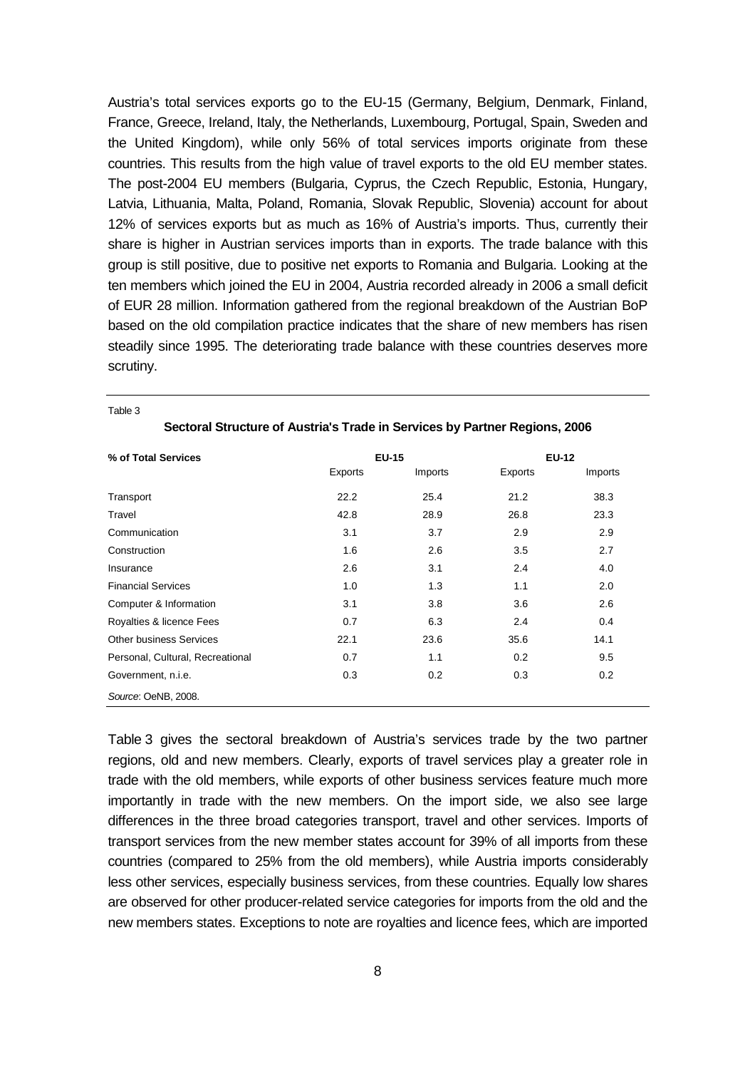Austria's total services exports go to the EU-15 (Germany, Belgium, Denmark, Finland, France, Greece, Ireland, Italy, the Netherlands, Luxembourg, Portugal, Spain, Sweden and the United Kingdom), while only 56% of total services imports originate from these countries. This results from the high value of travel exports to the old EU member states. The post-2004 EU members (Bulgaria, Cyprus, the Czech Republic, Estonia, Hungary, Latvia, Lithuania, Malta, Poland, Romania, Slovak Republic, Slovenia) account for about 12% of services exports but as much as 16% of Austria's imports. Thus, currently their share is higher in Austrian services imports than in exports. The trade balance with this group is still positive, due to positive net exports to Romania and Bulgaria. Looking at the ten members which joined the EU in 2004, Austria recorded already in 2006 a small deficit of EUR 28 million. Information gathered from the regional breakdown of the Austrian BoP based on the old compilation practice indicates that the share of new members has risen steadily since 1995. The deteriorating trade balance with these countries deserves more scrutiny.

Table 3

**Sectoral Structure of Austria's Trade in Services by Partner Regions, 2006**

| % of Total Services | EU-15 | | EU-12 | |
|---|---|---|---|---|
| | Exports | Imports | Exports | Imports |
| Transport | 22.2 | 25.4 | 21.2 | 38.3 |
| Travel | 42.8 | 28.9 | 26.8 | 23.3 |
| Communication | 3.1 | 3.7 | 2.9 | 2.9 |
| Construction | 1.6 | 2.6 | 3.5 | 2.7 |
| Insurance | 2.6 | 3.1 | 2.4 | 4.0 |
| Financial Services | 1.0 | 1.3 | 1.1 | 2.0 |
| Computer & Information | 3.1 | 3.8 | 3.6 | 2.6 |
| Royalties & licence Fees | 0.7 | 6.3 | 2.4 | 0.4 |
| Other business Services | 22.1 | 23.6 | 35.6 | 14.1 |
| Personal, Cultural, Recreational | 0.7 | 1.1 | 0.2 | 9.5 |
| Government, n.i.e. | 0.3 | 0.2 | 0.3 | 0.2 |

*Source*: OeNB, 2008.

Table 3 gives the sectoral breakdown of Austria's services trade by the two partner regions, old and new members. Clearly, exports of travel services play a greater role in trade with the old members, while exports of other business services feature much more importantly in trade with the new members. On the import side, we also see large differences in the three broad categories transport, travel and other services. Imports of transport services from the new member states account for 39% of all imports from these countries (compared to 25% from the old members), while Austria imports considerably less other services, especially business services, from these countries. Equally low shares are observed for other producer-related service categories for imports from the old and the new members states. Exceptions to note are royalties and licence fees, which are imported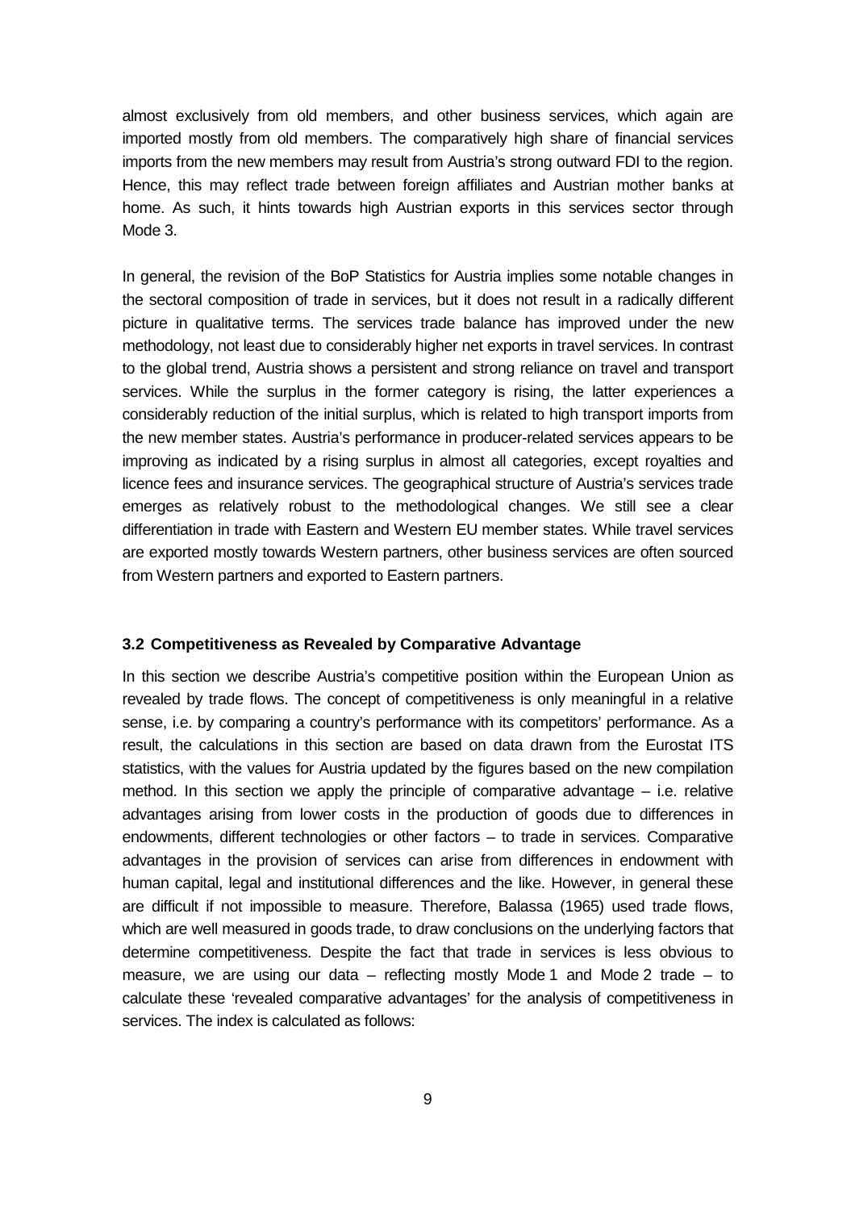almost exclusively from old members, and other business services, which again are imported mostly from old members. The comparatively high share of financial services imports from the new members may result from Austria's strong outward FDI to the region. Hence, this may reflect trade between foreign affiliates and Austrian mother banks at home. As such, it hints towards high Austrian exports in this services sector through Mode 3.

In general, the revision of the BoP Statistics for Austria implies some notable changes in the sectoral composition of trade in services, but it does not result in a radically different picture in qualitative terms. The services trade balance has improved under the new methodology, not least due to considerably higher net exports in travel services. In contrast to the global trend, Austria shows a persistent and strong reliance on travel and transport services. While the surplus in the former category is rising, the latter experiences a considerably reduction of the initial surplus, which is related to high transport imports from the new member states. Austria's performance in producer-related services appears to be improving as indicated by a rising surplus in almost all categories, except royalties and licence fees and insurance services. The geographical structure of Austria's services trade emerges as relatively robust to the methodological changes. We still see a clear differentiation in trade with Eastern and Western EU member states. While travel services are exported mostly towards Western partners, other business services are often sourced from Western partners and exported to Eastern partners.

### 3.2 Competitiveness as Revealed by Comparative Advantage

In this section we describe Austria's competitive position within the European Union as revealed by trade flows. The concept of competitiveness is only meaningful in a relative sense, i.e. by comparing a country's performance with its competitors' performance. As a result, the calculations in this section are based on data drawn from the Eurostat ITS statistics, with the values for Austria updated by the figures based on the new compilation method. In this section we apply the principle of comparative advantage – i.e. relative advantages arising from lower costs in the production of goods due to differences in endowments, different technologies or other factors – to trade in services. Comparative advantages in the provision of services can arise from differences in endowment with human capital, legal and institutional differences and the like. However, in general these are difficult if not impossible to measure. Therefore, Balassa (1965) used trade flows, which are well measured in goods trade, to draw conclusions on the underlying factors that determine competitiveness. Despite the fact that trade in services is less obvious to measure, we are using our data – reflecting mostly Mode 1 and Mode 2 trade – to calculate these 'revealed comparative advantages' for the analysis of competitiveness in services. The index is calculated as follows: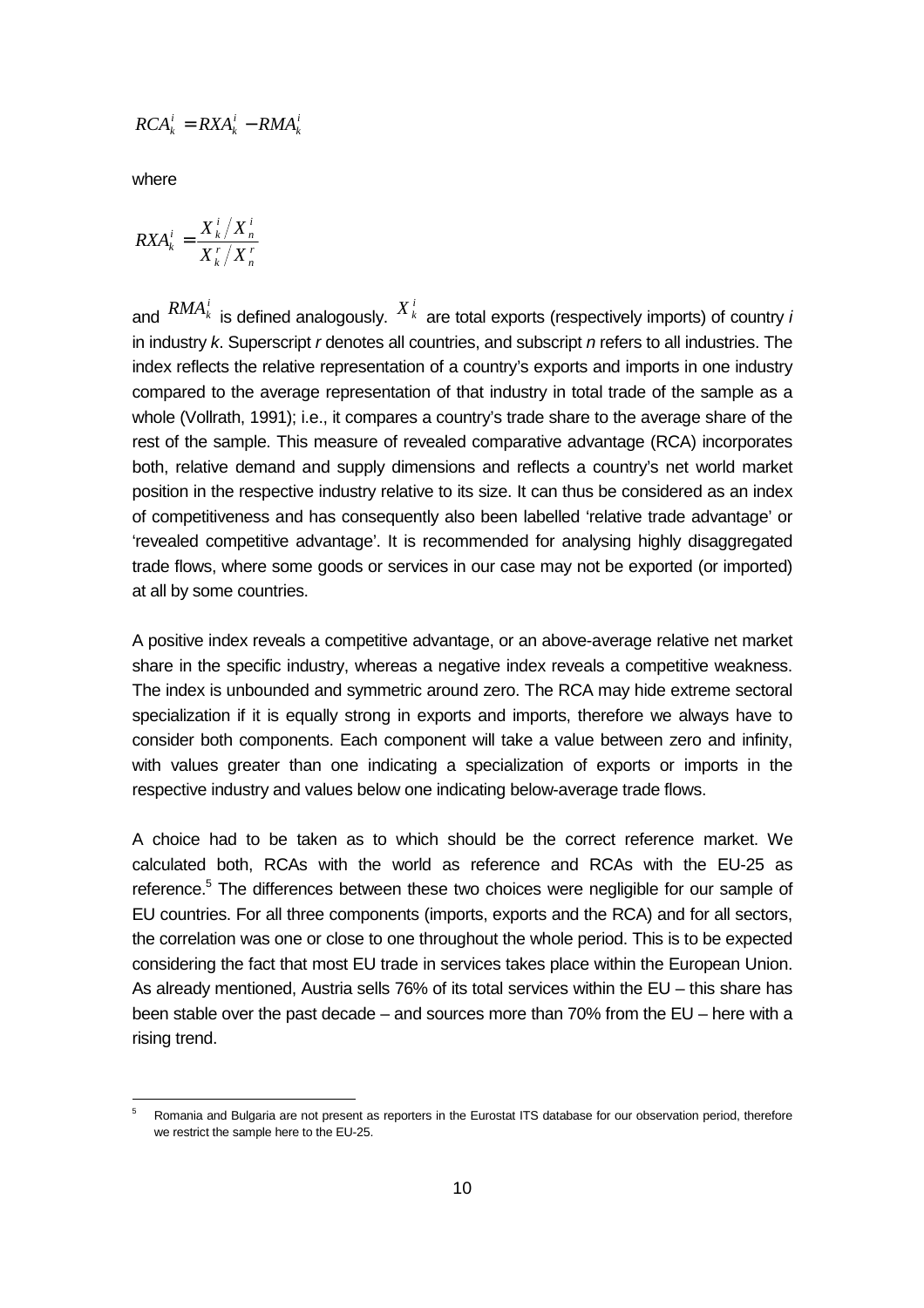$$RCA_k^i = RXA_k^i - RMA_k^i$$

where

$$RXA_k^i = \frac{X_k^i / X_n^i}{X_k^r / X_n^r}$$

and $RMA_k^i$ is defined analogously. $X_k^i$ are total exports (respectively imports) of country *i* in industry *k*. Superscript *r* denotes all countries, and subscript *n* refers to all industries. The index reflects the relative representation of a country's exports and imports in one industry compared to the average representation of that industry in total trade of the sample as a whole (Vollrath, 1991); i.e., it compares a country's trade share to the average share of the rest of the sample. This measure of revealed comparative advantage (RCA) incorporates both, relative demand and supply dimensions and reflects a country's net world market position in the respective industry relative to its size. It can thus be considered as an index of competitiveness and has consequently also been labelled 'relative trade advantage' or 'revealed competitive advantage'. It is recommended for analysing highly disaggregated trade flows, where some goods or services in our case may not be exported (or imported) at all by some countries.

A positive index reveals a competitive advantage, or an above-average relative net market share in the specific industry, whereas a negative index reveals a competitive weakness. The index is unbounded and symmetric around zero. The RCA may hide extreme sectoral specialization if it is equally strong in exports and imports, therefore we always have to consider both components. Each component will take a value between zero and infinity, with values greater than one indicating a specialization of exports or imports in the respective industry and values below one indicating below-average trade flows.

A choice had to be taken as to which should be the correct reference market. We calculated both, RCAs with the world as reference and RCAs with the EU-25 as reference.[5] The differences between these two choices were negligible for our sample of EU countries. For all three components (imports, exports and the RCA) and for all sectors, the correlation was one or close to one throughout the whole period. This is to be expected considering the fact that most EU trade in services takes place within the European Union. As already mentioned, Austria sells 76% of its total services within the EU – this share has been stable over the past decade – and sources more than 70% from the EU – here with a rising trend.

[5] Romania and Bulgaria are not present as reporters in the Eurostat ITS database for our observation period, therefore we restrict the sample here to the EU-25.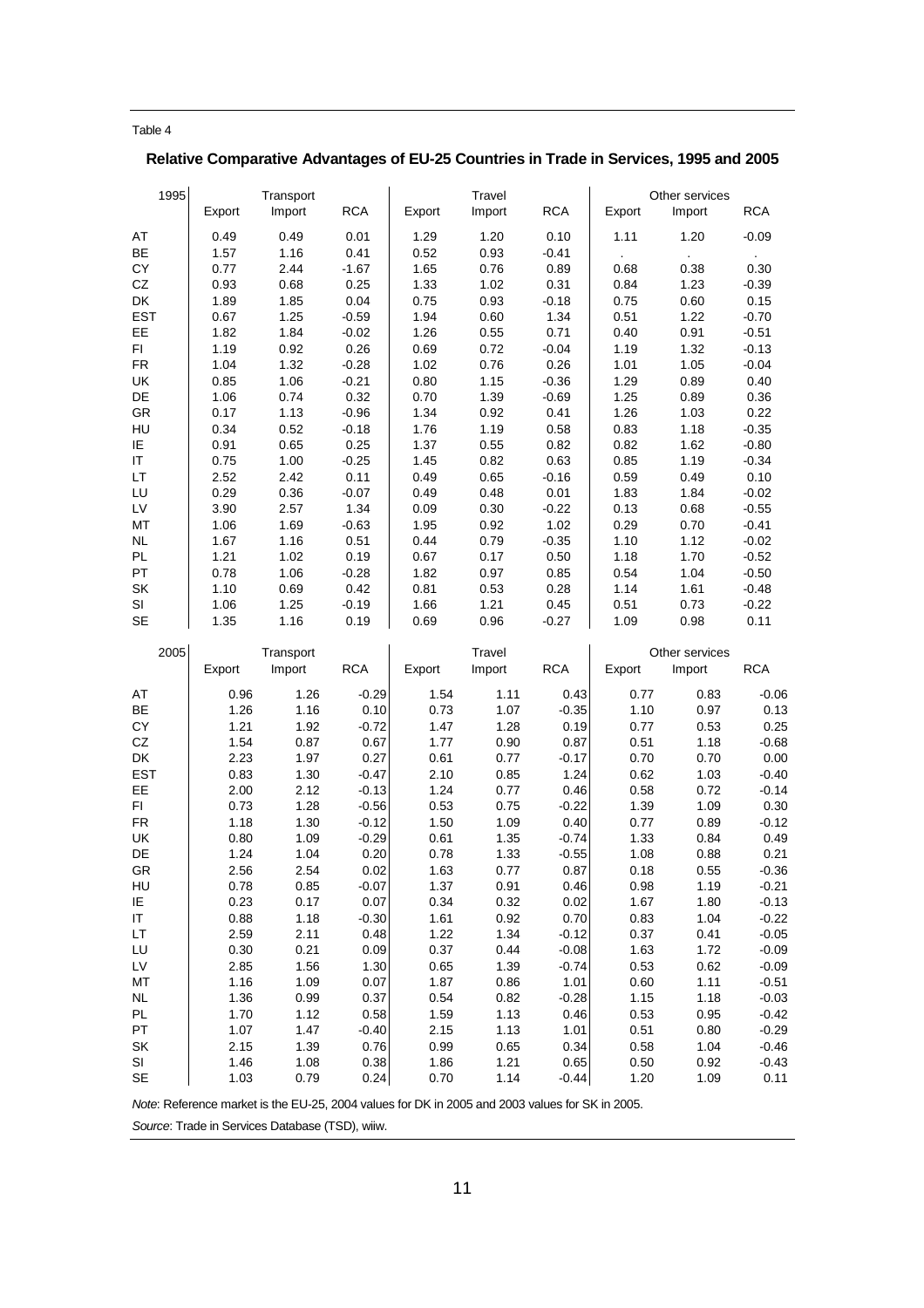Table 4

## Relative Comparative Advantages of EU-25 Countries in Trade in Services, 1995 and 2005

| 1995 | Transport | | | Travel | | | Other services | | |
|---|---|---|---|---|---|---|---|---|---|
| | Export | Import | RCA | Export | Import | RCA | Export | Import | RCA |
| AT | 0.49 | 0.49 | 0.01 | 1.29 | 1.20 | 0.10 | 1.11 | 1.20 | -0.09 |
| BE | 1.57 | 1.16 | 0.41 | 0.52 | 0.93 | -0.41 | . | . | . |
| CY | 0.77 | 2.44 | -1.67 | 1.65 | 0.76 | 0.89 | 0.68 | 0.38 | 0.30 |
| CZ | 0.93 | 0.68 | 0.25 | 1.33 | 1.02 | 0.31 | 0.84 | 1.23 | -0.39 |
| DK | 1.89 | 1.85 | 0.04 | 0.75 | 0.93 | -0.18 | 0.75 | 0.60 | 0.15 |
| EST | 0.67 | 1.25 | -0.59 | 1.94 | 0.60 | 1.34 | 0.51 | 1.22 | -0.70 |
| EE | 1.82 | 1.84 | -0.02 | 1.26 | 0.55 | 0.71 | 0.40 | 0.91 | -0.51 |
| FI | 1.19 | 0.92 | 0.26 | 0.69 | 0.72 | -0.04 | 1.19 | 1.32 | -0.13 |
| FR | 1.04 | 1.32 | -0.28 | 1.02 | 0.76 | 0.26 | 1.01 | 1.05 | -0.04 |
| UK | 0.85 | 1.06 | -0.21 | 0.80 | 1.15 | -0.36 | 1.29 | 0.89 | 0.40 |
| DE | 1.06 | 0.74 | 0.32 | 0.70 | 1.39 | -0.69 | 1.25 | 0.89 | 0.36 |
| GR | 0.17 | 1.13 | -0.96 | 1.34 | 0.92 | 0.41 | 1.26 | 1.03 | 0.22 |
| HU | 0.34 | 0.52 | -0.18 | 1.76 | 1.19 | 0.58 | 0.83 | 1.18 | -0.35 |
| IE | 0.91 | 0.65 | 0.25 | 1.37 | 0.55 | 0.82 | 0.82 | 1.62 | -0.80 |
| IT | 0.75 | 1.00 | -0.25 | 1.45 | 0.82 | 0.63 | 0.85 | 1.19 | -0.34 |
| LT | 2.52 | 2.42 | 0.11 | 0.49 | 0.65 | -0.16 | 0.59 | 0.49 | 0.10 |
| LU | 0.29 | 0.36 | -0.07 | 0.49 | 0.48 | 0.01 | 1.83 | 1.84 | -0.02 |
| LV | 3.90 | 2.57 | 1.34 | 0.09 | 0.30 | -0.22 | 0.13 | 0.68 | -0.55 |
| MT | 1.06 | 1.69 | -0.63 | 1.95 | 0.92 | 1.02 | 0.29 | 0.70 | -0.41 |
| NL | 1.67 | 1.16 | 0.51 | 0.44 | 0.79 | -0.35 | 1.10 | 1.12 | -0.02 |
| PL | 1.21 | 1.02 | 0.19 | 0.67 | 0.17 | 0.50 | 1.18 | 1.70 | -0.52 |
| PT | 0.78 | 1.06 | -0.28 | 1.82 | 0.97 | 0.85 | 0.54 | 1.04 | -0.50 |
| SK | 1.10 | 0.69 | 0.42 | 0.81 | 0.53 | 0.28 | 1.14 | 1.61 | -0.48 |
| SI | 1.06 | 1.25 | -0.19 | 1.66 | 1.21 | 0.45 | 0.51 | 0.73 | -0.22 |
| SE | 1.35 | 1.16 | 0.19 | 0.69 | 0.96 | -0.27 | 1.09 | 0.98 | 0.11 |

| 2005 | Transport | | | Travel | | | Other services | | |
|---|---|---|---|---|---|---|---|---|---|
| | Export | Import | RCA | Export | Import | RCA | Export | Import | RCA |
| AT | 0.96 | 1.26 | -0.29 | 1.54 | 1.11 | 0.43 | 0.77 | 0.83 | -0.06 |
| BE | 1.26 | 1.16 | 0.10 | 0.73 | 1.07 | -0.35 | 1.10 | 0.97 | 0.13 |
| CY | 1.21 | 1.92 | -0.72 | 1.47 | 1.28 | 0.19 | 0.77 | 0.53 | 0.25 |
| CZ | 1.54 | 0.87 | 0.67 | 1.77 | 0.90 | 0.87 | 0.51 | 1.18 | -0.68 |
| DK | 2.23 | 1.97 | 0.27 | 0.61 | 0.77 | -0.17 | 0.70 | 0.70 | 0.00 |
| EST | 0.83 | 1.30 | -0.47 | 2.10 | 0.85 | 1.24 | 0.62 | 1.03 | -0.40 |
| EE | 2.00 | 2.12 | -0.13 | 1.24 | 0.77 | 0.46 | 0.58 | 0.72 | -0.14 |
| FI | 0.73 | 1.28 | -0.56 | 0.53 | 0.75 | -0.22 | 1.39 | 1.09 | 0.30 |
| FR | 1.18 | 1.30 | -0.12 | 1.50 | 1.09 | 0.40 | 0.77 | 0.89 | -0.12 |
| UK | 0.80 | 1.09 | -0.29 | 0.61 | 1.35 | -0.74 | 1.33 | 0.84 | 0.49 |
| DE | 1.24 | 1.04 | 0.20 | 0.78 | 1.33 | -0.55 | 1.08 | 0.88 | 0.21 |
| GR | 2.56 | 2.54 | 0.02 | 1.63 | 0.77 | 0.87 | 0.18 | 0.55 | -0.36 |
| HU | 0.78 | 0.85 | -0.07 | 1.37 | 0.91 | 0.46 | 0.98 | 1.19 | -0.21 |
| IE | 0.23 | 0.17 | 0.07 | 0.34 | 0.32 | 0.02 | 1.67 | 1.80 | -0.13 |
| IT | 0.88 | 1.18 | -0.30 | 1.61 | 0.92 | 0.70 | 0.83 | 1.04 | -0.22 |
| LT | 2.59 | 2.11 | 0.48 | 1.22 | 1.34 | -0.12 | 0.37 | 0.41 | -0.05 |
| LU | 0.30 | 0.21 | 0.09 | 0.37 | 0.44 | -0.08 | 1.63 | 1.72 | -0.09 |
| LV | 2.85 | 1.56 | 1.30 | 0.65 | 1.39 | -0.74 | 0.53 | 0.62 | -0.09 |
| MT | 1.16 | 1.09 | 0.07 | 1.87 | 0.86 | 1.01 | 0.60 | 1.11 | -0.51 |
| NL | 1.36 | 0.99 | 0.37 | 0.54 | 0.82 | -0.28 | 1.15 | 1.18 | -0.03 |
| PL | 1.70 | 1.12 | 0.58 | 1.59 | 1.13 | 0.46 | 0.53 | 0.95 | -0.42 |
| PT | 1.07 | 1.47 | -0.40 | 2.15 | 1.13 | 1.01 | 0.51 | 0.80 | -0.29 |
| SK | 2.15 | 1.39 | 0.76 | 0.99 | 0.65 | 0.34 | 0.58 | 1.04 | -0.46 |
| SI | 1.46 | 1.08 | 0.38 | 1.86 | 1.21 | 0.65 | 0.50 | 0.92 | -0.43 |
| SE | 1.03 | 0.79 | 0.24 | 0.70 | 1.14 | -0.44 | 1.20 | 1.09 | 0.11 |

*Note*: Reference market is the EU-25, 2004 values for DK in 2005 and 2003 values for SK in 2005.

*Source*: Trade in Services Database (TSD), wiiw.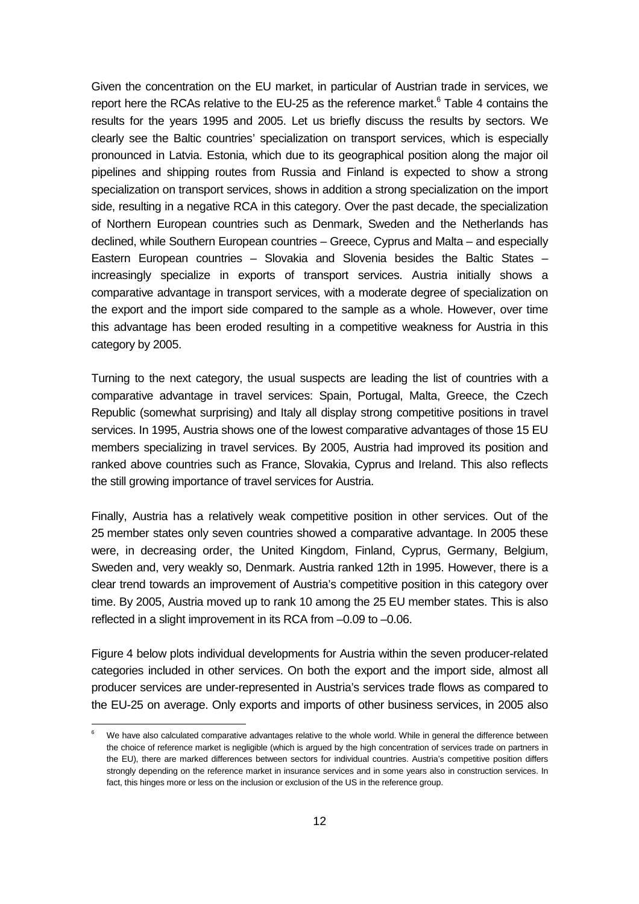Given the concentration on the EU market, in particular of Austrian trade in services, we report here the RCAs relative to the EU-25 as the reference market.[6] Table 4 contains the results for the years 1995 and 2005. Let us briefly discuss the results by sectors. We clearly see the Baltic countries' specialization on transport services, which is especially pronounced in Latvia. Estonia, which due to its geographical position along the major oil pipelines and shipping routes from Russia and Finland is expected to show a strong specialization on transport services, shows in addition a strong specialization on the import side, resulting in a negative RCA in this category. Over the past decade, the specialization of Northern European countries such as Denmark, Sweden and the Netherlands has declined, while Southern European countries – Greece, Cyprus and Malta – and especially Eastern European countries – Slovakia and Slovenia besides the Baltic States – increasingly specialize in exports of transport services. Austria initially shows a comparative advantage in transport services, with a moderate degree of specialization on the export and the import side compared to the sample as a whole. However, over time this advantage has been eroded resulting in a competitive weakness for Austria in this category by 2005.

Turning to the next category, the usual suspects are leading the list of countries with a comparative advantage in travel services: Spain, Portugal, Malta, Greece, the Czech Republic (somewhat surprising) and Italy all display strong competitive positions in travel services. In 1995, Austria shows one of the lowest comparative advantages of those 15 EU members specializing in travel services. By 2005, Austria had improved its position and ranked above countries such as France, Slovakia, Cyprus and Ireland. This also reflects the still growing importance of travel services for Austria.

Finally, Austria has a relatively weak competitive position in other services. Out of the 25 member states only seven countries showed a comparative advantage. In 2005 these were, in decreasing order, the United Kingdom, Finland, Cyprus, Germany, Belgium, Sweden and, very weakly so, Denmark. Austria ranked 12th in 1995. However, there is a clear trend towards an improvement of Austria's competitive position in this category over time. By 2005, Austria moved up to rank 10 among the 25 EU member states. This is also reflected in a slight improvement in its RCA from –0.09 to –0.06.

Figure 4 below plots individual developments for Austria within the seven producer-related categories included in other services. On both the export and the import side, almost all producer services are under-represented in Austria's services trade flows as compared to the EU-25 on average. Only exports and imports of other business services, in 2005 also

[6] We have also calculated comparative advantages relative to the whole world. While in general the difference between the choice of reference market is negligible (which is argued by the high concentration of services trade on partners in the EU), there are marked differences between sectors for individual countries. Austria's competitive position differs strongly depending on the reference market in insurance services and in some years also in construction services. In fact, this hinges more or less on the inclusion or exclusion of the US in the reference group.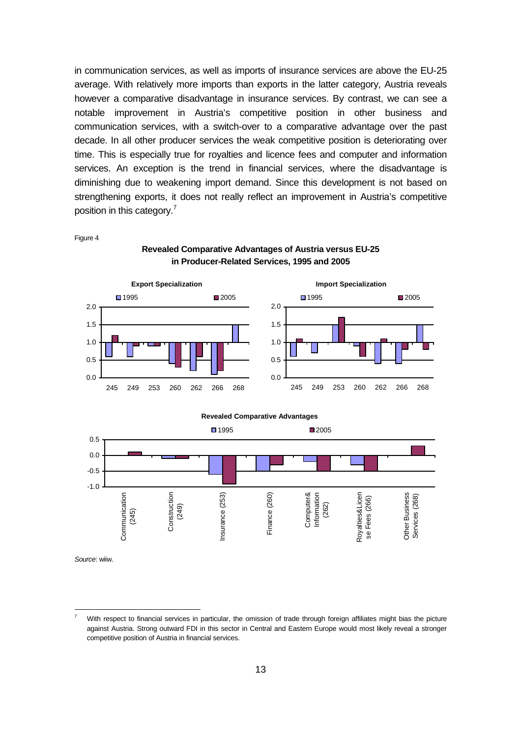in communication services, as well as imports of insurance services are above the EU-25 average. With relatively more imports than exports in the latter category, Austria reveals however a comparative disadvantage in insurance services. By contrast, we can see a notable improvement in Austria's competitive position in other business and communication services, with a switch-over to a comparative advantage over the past decade. In all other producer services the weak competitive position is deteriorating over time. This is especially true for royalties and licence fees and computer and information services. An exception is the trend in financial services, where the disadvantage is diminishing due to weakening import demand. Since this development is not based on strengthening exports, it does not really reflect an improvement in Austria's competitive position in this category.[7]

Figure 4

**Revealed Comparative Advantages of Austria versus EU-25 in Producer-Related Services, 1995 and 2005**

**Export Specialization**

**Import Specialization**

**Revealed Comparative Advantages**

*Source*: wiiw.

[7] With respect to financial services in particular, the omission of trade through foreign affiliates might bias the picture against Austria. Strong outward FDI in this sector in Central and Eastern Europe would most likely reveal a stronger competitive position of Austria in financial services.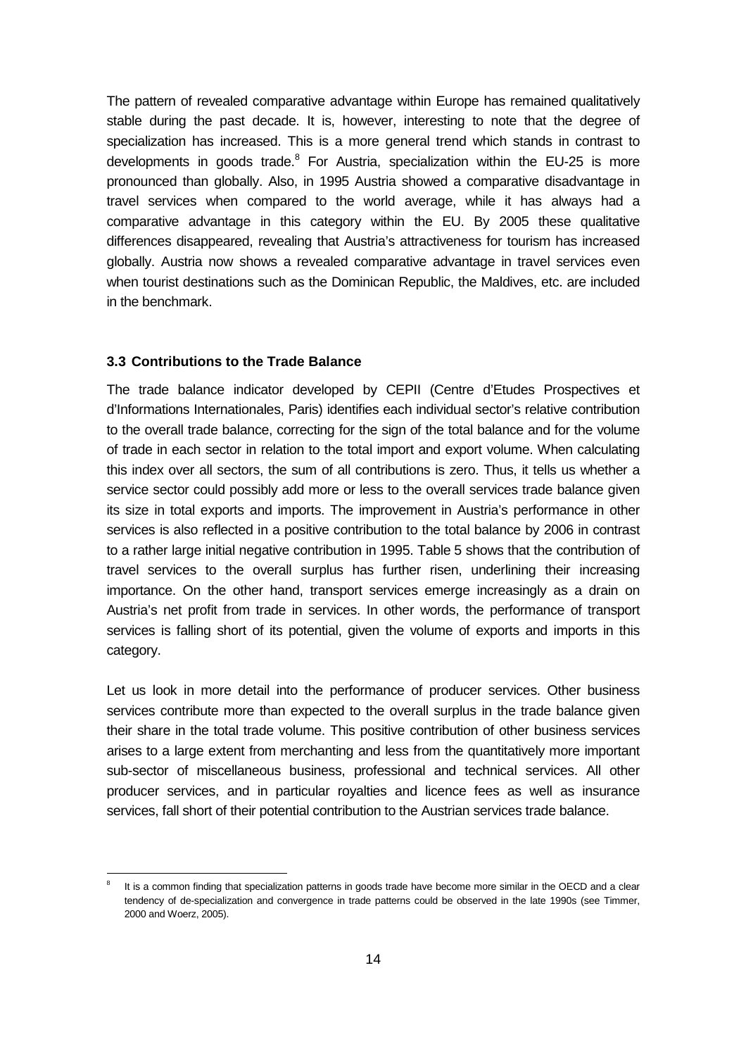The pattern of revealed comparative advantage within Europe has remained qualitatively stable during the past decade. It is, however, interesting to note that the degree of specialization has increased. This is a more general trend which stands in contrast to developments in goods trade.[8] For Austria, specialization within the EU-25 is more pronounced than globally. Also, in 1995 Austria showed a comparative disadvantage in travel services when compared to the world average, while it has always had a comparative advantage in this category within the EU. By 2005 these qualitative differences disappeared, revealing that Austria's attractiveness for tourism has increased globally. Austria now shows a revealed comparative advantage in travel services even when tourist destinations such as the Dominican Republic, the Maldives, etc. are included in the benchmark.

### 3.3 Contributions to the Trade Balance

The trade balance indicator developed by CEPII (Centre d'Etudes Prospectives et d'Informations Internationales, Paris) identifies each individual sector's relative contribution to the overall trade balance, correcting for the sign of the total balance and for the volume of trade in each sector in relation to the total import and export volume. When calculating this index over all sectors, the sum of all contributions is zero. Thus, it tells us whether a service sector could possibly add more or less to the overall services trade balance given its size in total exports and imports. The improvement in Austria's performance in other services is also reflected in a positive contribution to the total balance by 2006 in contrast to a rather large initial negative contribution in 1995. Table 5 shows that the contribution of travel services to the overall surplus has further risen, underlining their increasing importance. On the other hand, transport services emerge increasingly as a drain on Austria's net profit from trade in services. In other words, the performance of transport services is falling short of its potential, given the volume of exports and imports in this category.

Let us look in more detail into the performance of producer services. Other business services contribute more than expected to the overall surplus in the trade balance given their share in the total trade volume. This positive contribution of other business services arises to a large extent from merchanting and less from the quantitatively more important sub-sector of miscellaneous business, professional and technical services. All other producer services, and in particular royalties and licence fees as well as insurance services, fall short of their potential contribution to the Austrian services trade balance.

---

[8] It is a common finding that specialization patterns in goods trade have become more similar in the OECD and a clear tendency of de-specialization and convergence in trade patterns could be observed in the late 1990s (see Timmer, 2000 and Woerz, 2005).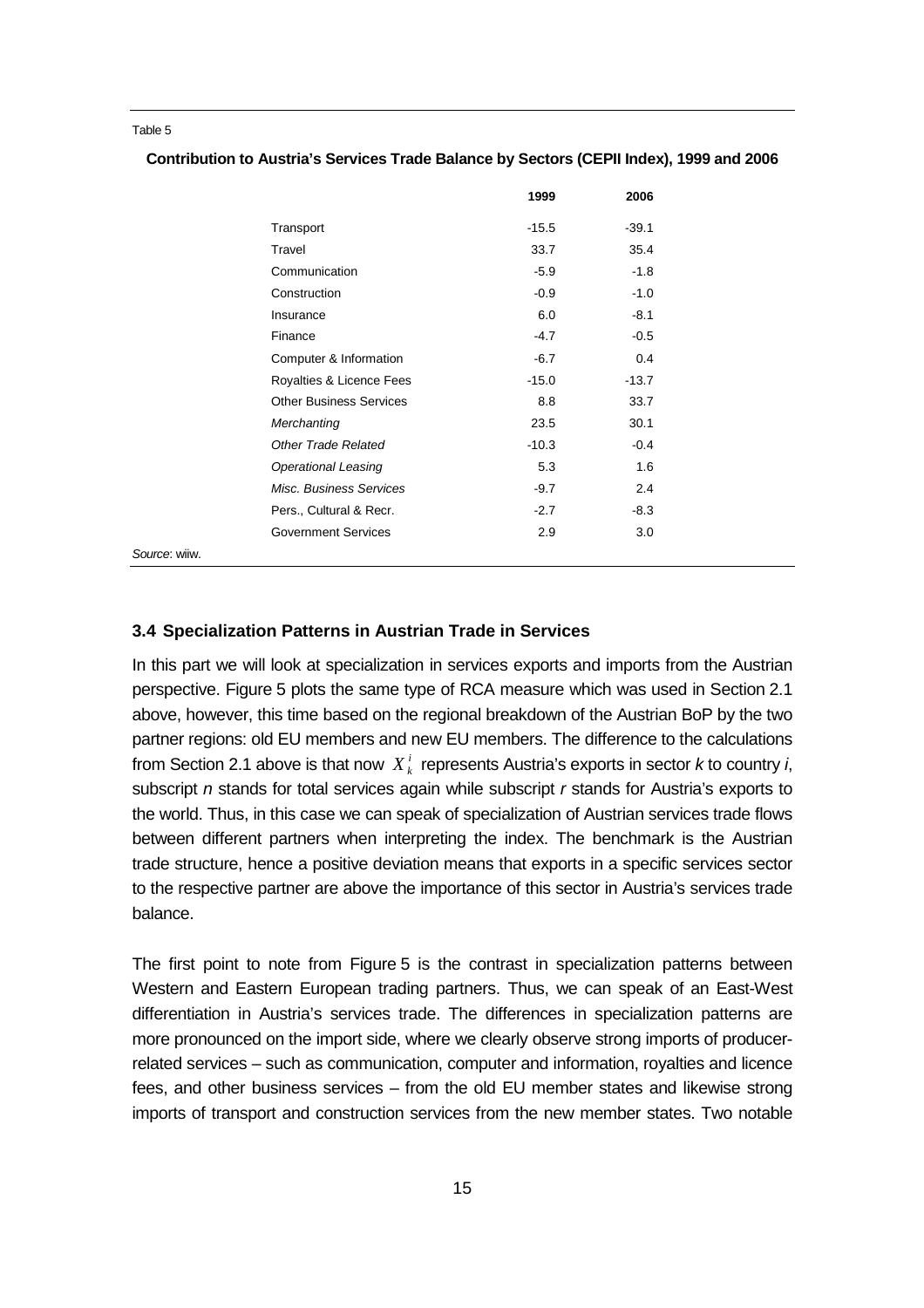Table 5

**Contribution to Austria's Services Trade Balance by Sectors (CEPII Index), 1999 and 2006**

| | 1999 | 2006 |
|---|---|---|
| Transport | -15.5 | -39.1 |
| Travel | 33.7 | 35.4 |
| Communication | -5.9 | -1.8 |
| Construction | -0.9 | -1.0 |
| Insurance | 6.0 | -8.1 |
| Finance | -4.7 | -0.5 |
| Computer & Information | -6.7 | 0.4 |
| Royalties & Licence Fees | -15.0 | -13.7 |
| Other Business Services | 8.8 | 33.7 |
| *Merchanting* | 23.5 | 30.1 |
| *Other Trade Related* | -10.3 | -0.4 |
| *Operational Leasing* | 5.3 | 1.6 |
| *Misc. Business Services* | -9.7 | 2.4 |
| Pers., Cultural & Recr. | -2.7 | -8.3 |
| Government Services | 2.9 | 3.0 |

*Source*: wiiw.

### 3.4 Specialization Patterns in Austrian Trade in Services

In this part we will look at specialization in services exports and imports from the Austrian perspective. Figure 5 plots the same type of RCA measure which was used in Section 2.1 above, however, this time based on the regional breakdown of the Austrian BoP by the two partner regions: old EU members and new EU members. The difference to the calculations from Section 2.1 above is that now $X_k^i$ represents Austria's exports in sector *k* to country *i*, subscript *n* stands for total services again while subscript *r* stands for Austria's exports to the world. Thus, in this case we can speak of specialization of Austrian services trade flows between different partners when interpreting the index. The benchmark is the Austrian trade structure, hence a positive deviation means that exports in a specific services sector to the respective partner are above the importance of this sector in Austria's services trade balance.

The first point to note from Figure 5 is the contrast in specialization patterns between Western and Eastern European trading partners. Thus, we can speak of an East-West differentiation in Austria's services trade. The differences in specialization patterns are more pronounced on the import side, where we clearly observe strong imports of producer-related services – such as communication, computer and information, royalties and licence fees, and other business services – from the old EU member states and likewise strong imports of transport and construction services from the new member states. Two notable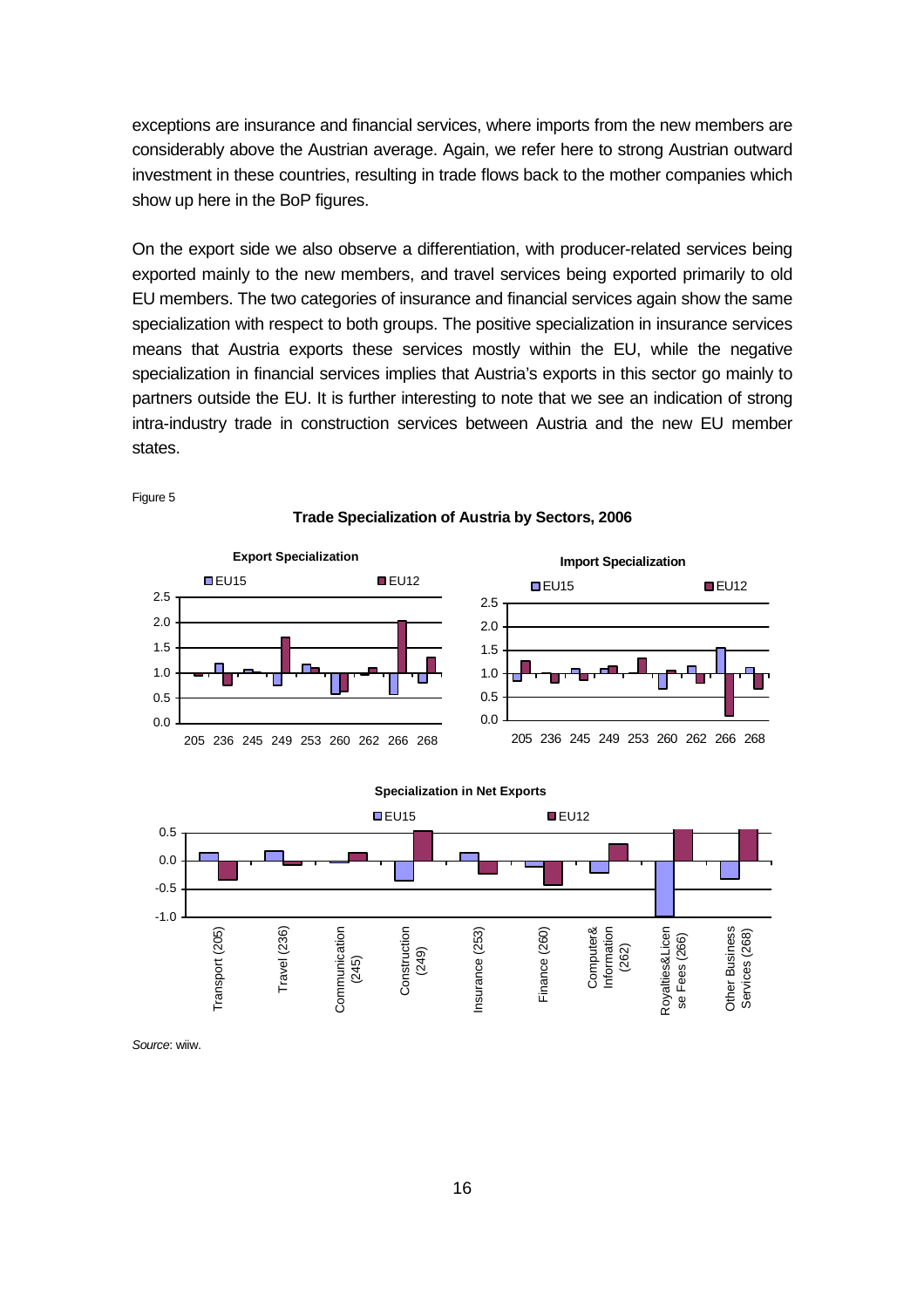exceptions are insurance and financial services, where imports from the new members are considerably above the Austrian average. Again, we refer here to strong Austrian outward investment in these countries, resulting in trade flows back to the mother companies which show up here in the BoP figures.

On the export side we also observe a differentiation, with producer-related services being exported mainly to the new members, and travel services being exported primarily to old EU members. The two categories of insurance and financial services again show the same specialization with respect to both groups. The positive specialization in insurance services means that Austria exports these services mostly within the EU, while the negative specialization in financial services implies that Austria's exports in this sector go mainly to partners outside the EU. It is further interesting to note that we see an indication of strong intra-industry trade in construction services between Austria and the new EU member states.

Figure 5

**Trade Specialization of Austria by Sectors, 2006**

*Source*: wiiw.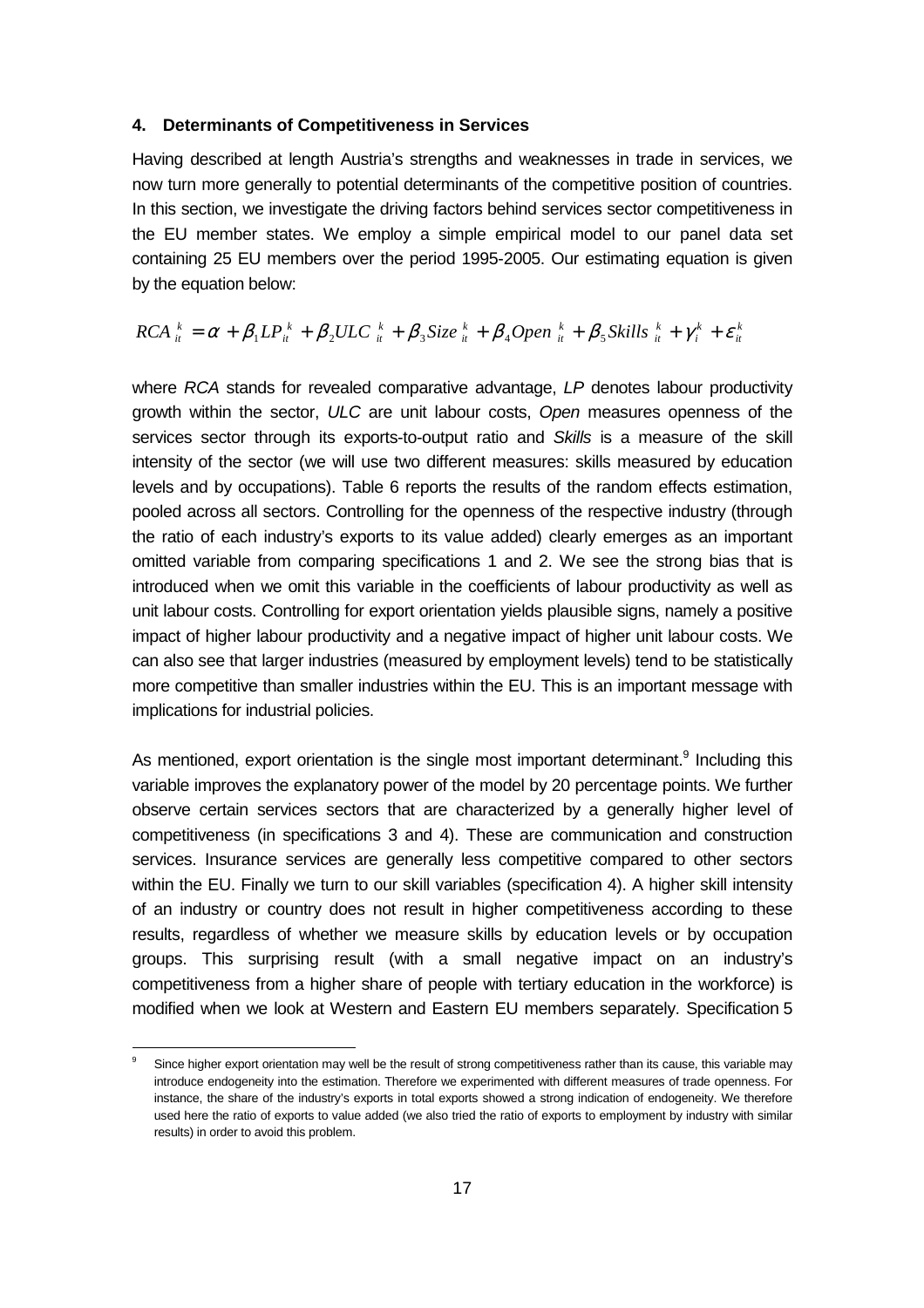### 4. Determinants of Competitiveness in Services

Having described at length Austria's strengths and weaknesses in trade in services, we now turn more generally to potential determinants of the competitive position of countries. In this section, we investigate the driving factors behind services sector competitiveness in the EU member states. We employ a simple empirical model to our panel data set containing 25 EU members over the period 1995-2005. Our estimating equation is given by the equation below:

$$RCA_{it}^{k} = \alpha + \beta_1 LP_{it}^{k} + \beta_2 ULC_{it}^{k} + \beta_3 Size_{it}^{k} + \beta_4 Open_{it}^{k} + \beta_5 Skills_{it}^{k} + \gamma_i^{k} + \varepsilon_{it}^{k}$$

where *RCA* stands for revealed comparative advantage, *LP* denotes labour productivity growth within the sector, *ULC* are unit labour costs, *Open* measures openness of the services sector through its exports-to-output ratio and *Skills* is a measure of the skill intensity of the sector (we will use two different measures: skills measured by education levels and by occupations). Table 6 reports the results of the random effects estimation, pooled across all sectors. Controlling for the openness of the respective industry (through the ratio of each industry's exports to its value added) clearly emerges as an important omitted variable from comparing specifications 1 and 2. We see the strong bias that is introduced when we omit this variable in the coefficients of labour productivity as well as unit labour costs. Controlling for export orientation yields plausible signs, namely a positive impact of higher labour productivity and a negative impact of higher unit labour costs. We can also see that larger industries (measured by employment levels) tend to be statistically more competitive than smaller industries within the EU. This is an important message with implications for industrial policies.

As mentioned, export orientation is the single most important determinant.[9] Including this variable improves the explanatory power of the model by 20 percentage points. We further observe certain services sectors that are characterized by a generally higher level of competitiveness (in specifications 3 and 4). These are communication and construction services. Insurance services are generally less competitive compared to other sectors within the EU. Finally we turn to our skill variables (specification 4). A higher skill intensity of an industry or country does not result in higher competitiveness according to these results, regardless of whether we measure skills by education levels or by occupation groups. This surprising result (with a small negative impact on an industry's competitiveness from a higher share of people with tertiary education in the workforce) is modified when we look at Western and Eastern EU members separately. Specification 5

[9] Since higher export orientation may well be the result of strong competitiveness rather than its cause, this variable may introduce endogeneity into the estimation. Therefore we experimented with different measures of trade openness. For instance, the share of the industry's exports in total exports showed a strong indication of endogeneity. We therefore used here the ratio of exports to value added (we also tried the ratio of exports to employment by industry with similar results) in order to avoid this problem.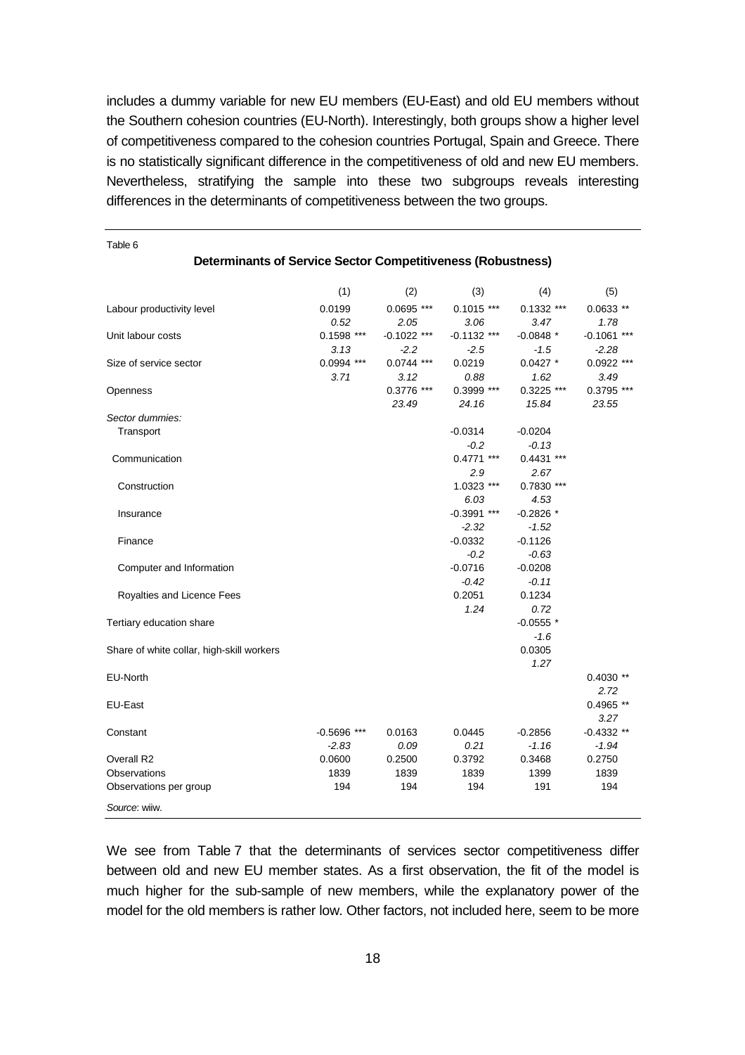includes a dummy variable for new EU members (EU-East) and old EU members without the Southern cohesion countries (EU-North). Interestingly, both groups show a higher level of competitiveness compared to the cohesion countries Portugal, Spain and Greece. There is no statistically significant difference in the competitiveness of old and new EU members. Nevertheless, stratifying the sample into these two subgroups reveals interesting differences in the determinants of competitiveness between the two groups.

Table 6

**Determinants of Service Sector Competitiveness (Robustness)**

| | (1) | (2) | (3) | (4) | (5) |
|---|---|---|---|---|---|
| Labour productivity level | 0.0199 | 0.0695 *** | 0.1015 *** | 0.1332 *** | 0.0633 ** |
| | *0.52* | *2.05* | *3.06* | *3.47* | *1.78* |
| Unit labour costs | 0.1598 *** | -0.1022 *** | -0.1132 *** | -0.0848 * | -0.1061 *** |
| | *3.13* | *-2.2* | *-2.5* | *-1.5* | *-2.28* |
| Size of service sector | 0.0994 *** | 0.0744 *** | 0.0219 | 0.0427 * | 0.0922 *** |
| | *3.71* | *3.12* | *0.88* | *1.62* | *3.49* |
| Openness | | 0.3776 *** | 0.3999 *** | 0.3225 *** | 0.3795 *** |
| | | *23.49* | *24.16* | *15.84* | *23.55* |
| *Sector dummies:* | | | | | |
| Transport | | | -0.0314 | -0.0204 | |
| | | | *-0.2* | *-0.13* | |
| Communication | | | 0.4771 *** | 0.4431 *** | |
| | | | *2.9* | *2.67* | |
| Construction | | | 1.0323 *** | 0.7830 *** | |
| | | | *6.03* | *4.53* | |
| Insurance | | | -0.3991 *** | -0.2826 * | |
| | | | *-2.32* | *-1.52* | |
| Finance | | | -0.0332 | -0.1126 | |
| | | | *-0.2* | *-0.63* | |
| Computer and Information | | | -0.0716 | -0.0208 | |
| | | | *-0.42* | *-0.11* | |
| Royalties and Licence Fees | | | 0.2051 | 0.1234 | |
| | | | *1.24* | *0.72* | |
| Tertiary education share | | | | -0.0555 * | |
| | | | | *-1.6* | |
| Share of white collar, high-skill workers | | | | 0.0305 | |
| | | | | *1.27* | |
| EU-North | | | | | 0.4030 ** |
| | | | | | *2.72* |
| EU-East | | | | | 0.4965 ** |
| | | | | | *3.27* |
| Constant | -0.5696 *** | 0.0163 | 0.0445 | -0.2856 | -0.4332 ** |
| | *-2.83* | *0.09* | *0.21* | *-1.16* | *-1.94* |
| Overall R2 | 0.0600 | 0.2500 | 0.3792 | 0.3468 | 0.2750 |
| Observations | 1839 | 1839 | 1839 | 1399 | 1839 |
| Observations per group | 194 | 194 | 194 | 191 | 194 |

*Source*: wiiw.

We see from Table 7 that the determinants of services sector competitiveness differ between old and new EU member states. As a first observation, the fit of the model is much higher for the sub-sample of new members, while the explanatory power of the model for the old members is rather low. Other factors, not included here, seem to be more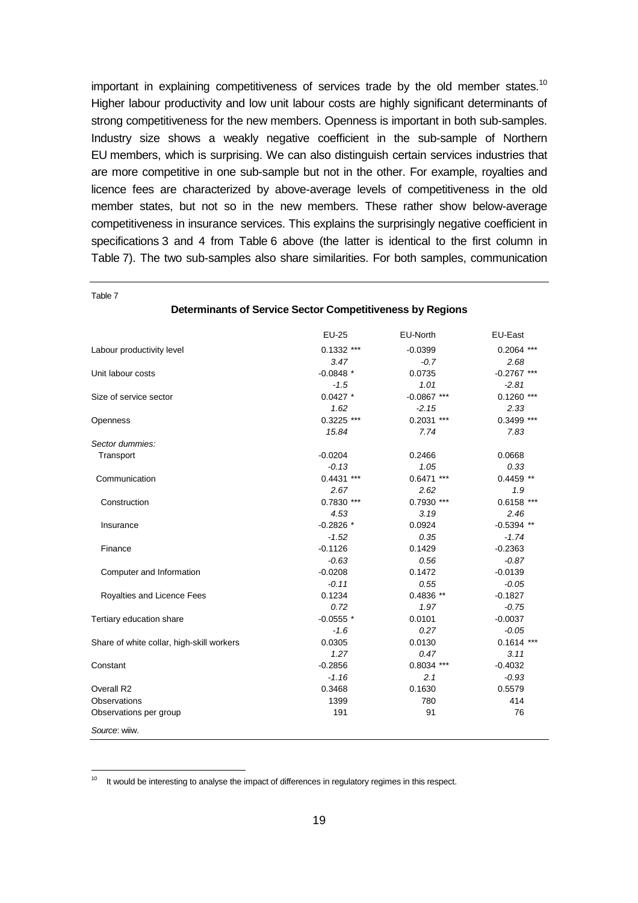important in explaining competitiveness of services trade by the old member states.[10] Higher labour productivity and low unit labour costs are highly significant determinants of strong competitiveness for the new members. Openness is important in both sub-samples. Industry size shows a weakly negative coefficient in the sub-sample of Northern EU members, which is surprising. We can also distinguish certain services industries that are more competitive in one sub-sample but not in the other. For example, royalties and licence fees are characterized by above-average levels of competitiveness in the old member states, but not so in the new members. These rather show below-average competitiveness in insurance services. This explains the surprisingly negative coefficient in specifications 3 and 4 from Table 6 above (the latter is identical to the first column in Table 7). The two sub-samples also share similarities. For both samples, communication

Table 7

**Determinants of Service Sector Competitiveness by Regions**

| | EU-25 | EU-North | EU-East |
|---|---|---|---|
| Labour productivity level | 0.1332 *** | -0.0399 | 0.2064 *** |
| | *3.47* | *-0.7* | *2.68* |
| Unit labour costs | -0.0848 * | 0.0735 | -0.2767 *** |
| | *-1.5* | *1.01* | *-2.81* |
| Size of service sector | 0.0427 * | -0.0867 *** | 0.1260 *** |
| | *1.62* | *-2.15* | *2.33* |
| Openness | 0.3225 *** | 0.2031 *** | 0.3499 *** |
| | *15.84* | *7.74* | *7.83* |
| *Sector dummies:* | | | |
| Transport | -0.0204 | 0.2466 | 0.0668 |
| | *-0.13* | *1.05* | *0.33* |
| Communication | 0.4431 *** | 0.6471 *** | 0.4459 ** |
| | *2.67* | *2.62* | *1.9* |
| Construction | 0.7830 *** | 0.7930 *** | 0.6158 *** |
| | *4.53* | *3.19* | *2.46* |
| Insurance | -0.2826 * | 0.0924 | -0.5394 ** |
| | *-1.52* | *0.35* | *-1.74* |
| Finance | -0.1126 | 0.1429 | -0.2363 |
| | *-0.63* | *0.56* | *-0.87* |
| Computer and Information | -0.0208 | 0.1472 | -0.0139 |
| | *-0.11* | *0.55* | *-0.05* |
| Royalties and Licence Fees | 0.1234 | 0.4836 ** | -0.1827 |
| | *0.72* | *1.97* | *-0.75* |
| Tertiary education share | -0.0555 * | 0.0101 | -0.0037 |
| | *-1.6* | *0.27* | *-0.05* |
| Share of white collar, high-skill workers | 0.0305 | 0.0130 | 0.1614 *** |
| | *1.27* | *0.47* | *3.11* |
| Constant | -0.2856 | 0.8034 *** | -0.4032 |
| | *-1.16* | *2.1* | *-0.93* |
| Overall R2 | 0.3468 | 0.1630 | 0.5579 |
| Observations | 1399 | 780 | 414 |
| Observations per group | 191 | 91 | 76 |

*Source*: wiiw.

[10] It would be interesting to analyse the impact of differences in regulatory regimes in this respect.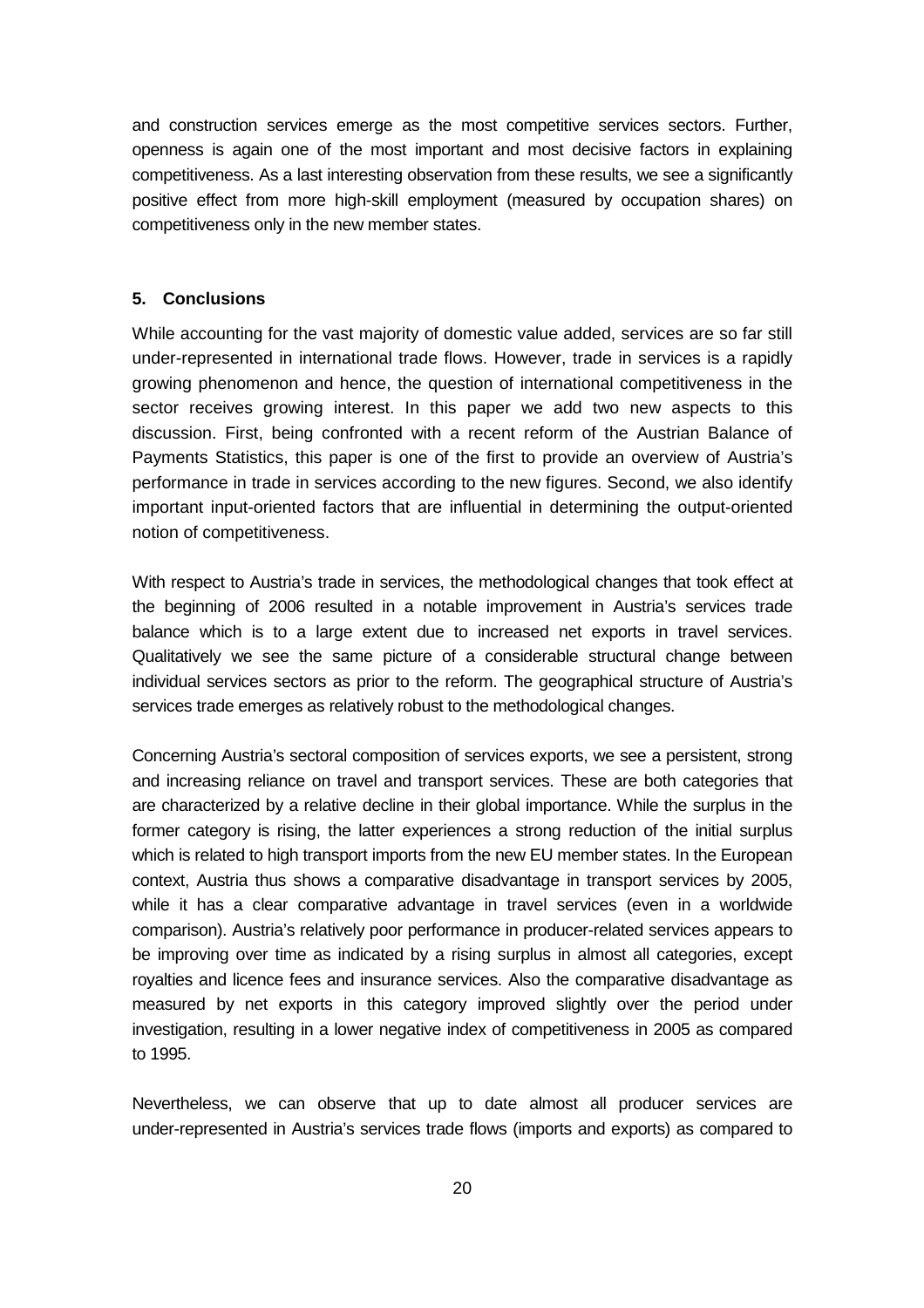and construction services emerge as the most competitive services sectors. Further, openness is again one of the most important and most decisive factors in explaining competitiveness. As a last interesting observation from these results, we see a significantly positive effect from more high-skill employment (measured by occupation shares) on competitiveness only in the new member states.

## 5. Conclusions

While accounting for the vast majority of domestic value added, services are so far still under-represented in international trade flows. However, trade in services is a rapidly growing phenomenon and hence, the question of international competitiveness in the sector receives growing interest. In this paper we add two new aspects to this discussion. First, being confronted with a recent reform of the Austrian Balance of Payments Statistics, this paper is one of the first to provide an overview of Austria's performance in trade in services according to the new figures. Second, we also identify important input-oriented factors that are influential in determining the output-oriented notion of competitiveness.

With respect to Austria's trade in services, the methodological changes that took effect at the beginning of 2006 resulted in a notable improvement in Austria's services trade balance which is to a large extent due to increased net exports in travel services. Qualitatively we see the same picture of a considerable structural change between individual services sectors as prior to the reform. The geographical structure of Austria's services trade emerges as relatively robust to the methodological changes.

Concerning Austria's sectoral composition of services exports, we see a persistent, strong and increasing reliance on travel and transport services. These are both categories that are characterized by a relative decline in their global importance. While the surplus in the former category is rising, the latter experiences a strong reduction of the initial surplus which is related to high transport imports from the new EU member states. In the European context, Austria thus shows a comparative disadvantage in transport services by 2005, while it has a clear comparative advantage in travel services (even in a worldwide comparison). Austria's relatively poor performance in producer-related services appears to be improving over time as indicated by a rising surplus in almost all categories, except royalties and licence fees and insurance services. Also the comparative disadvantage as measured by net exports in this category improved slightly over the period under investigation, resulting in a lower negative index of competitiveness in 2005 as compared to 1995.

Nevertheless, we can observe that up to date almost all producer services are under-represented in Austria's services trade flows (imports and exports) as compared to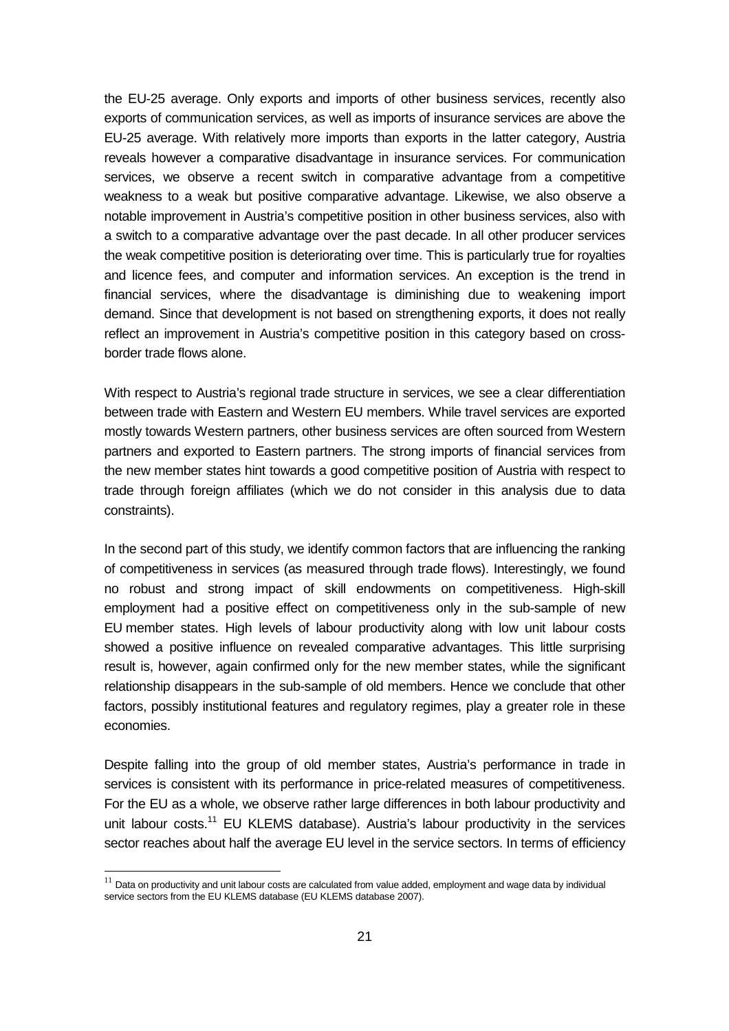the EU-25 average. Only exports and imports of other business services, recently also exports of communication services, as well as imports of insurance services are above the EU-25 average. With relatively more imports than exports in the latter category, Austria reveals however a comparative disadvantage in insurance services. For communication services, we observe a recent switch in comparative advantage from a competitive weakness to a weak but positive comparative advantage. Likewise, we also observe a notable improvement in Austria's competitive position in other business services, also with a switch to a comparative advantage over the past decade. In all other producer services the weak competitive position is deteriorating over time. This is particularly true for royalties and licence fees, and computer and information services. An exception is the trend in financial services, where the disadvantage is diminishing due to weakening import demand. Since that development is not based on strengthening exports, it does not really reflect an improvement in Austria's competitive position in this category based on cross-border trade flows alone.

With respect to Austria's regional trade structure in services, we see a clear differentiation between trade with Eastern and Western EU members. While travel services are exported mostly towards Western partners, other business services are often sourced from Western partners and exported to Eastern partners. The strong imports of financial services from the new member states hint towards a good competitive position of Austria with respect to trade through foreign affiliates (which we do not consider in this analysis due to data constraints).

In the second part of this study, we identify common factors that are influencing the ranking of competitiveness in services (as measured through trade flows). Interestingly, we found no robust and strong impact of skill endowments on competitiveness. High-skill employment had a positive effect on competitiveness only in the sub-sample of new EU member states. High levels of labour productivity along with low unit labour costs showed a positive influence on revealed comparative advantages. This little surprising result is, however, again confirmed only for the new member states, while the significant relationship disappears in the sub-sample of old members. Hence we conclude that other factors, possibly institutional features and regulatory regimes, play a greater role in these economies.

Despite falling into the group of old member states, Austria's performance in trade in services is consistent with its performance in price-related measures of competitiveness. For the EU as a whole, we observe rather large differences in both labour productivity and unit labour costs.[11] EU KLEMS database). Austria's labour productivity in the services sector reaches about half the average EU level in the service sectors. In terms of efficiency

[11] Data on productivity and unit labour costs are calculated from value added, employment and wage data by individual service sectors from the EU KLEMS database (EU KLEMS database 2007).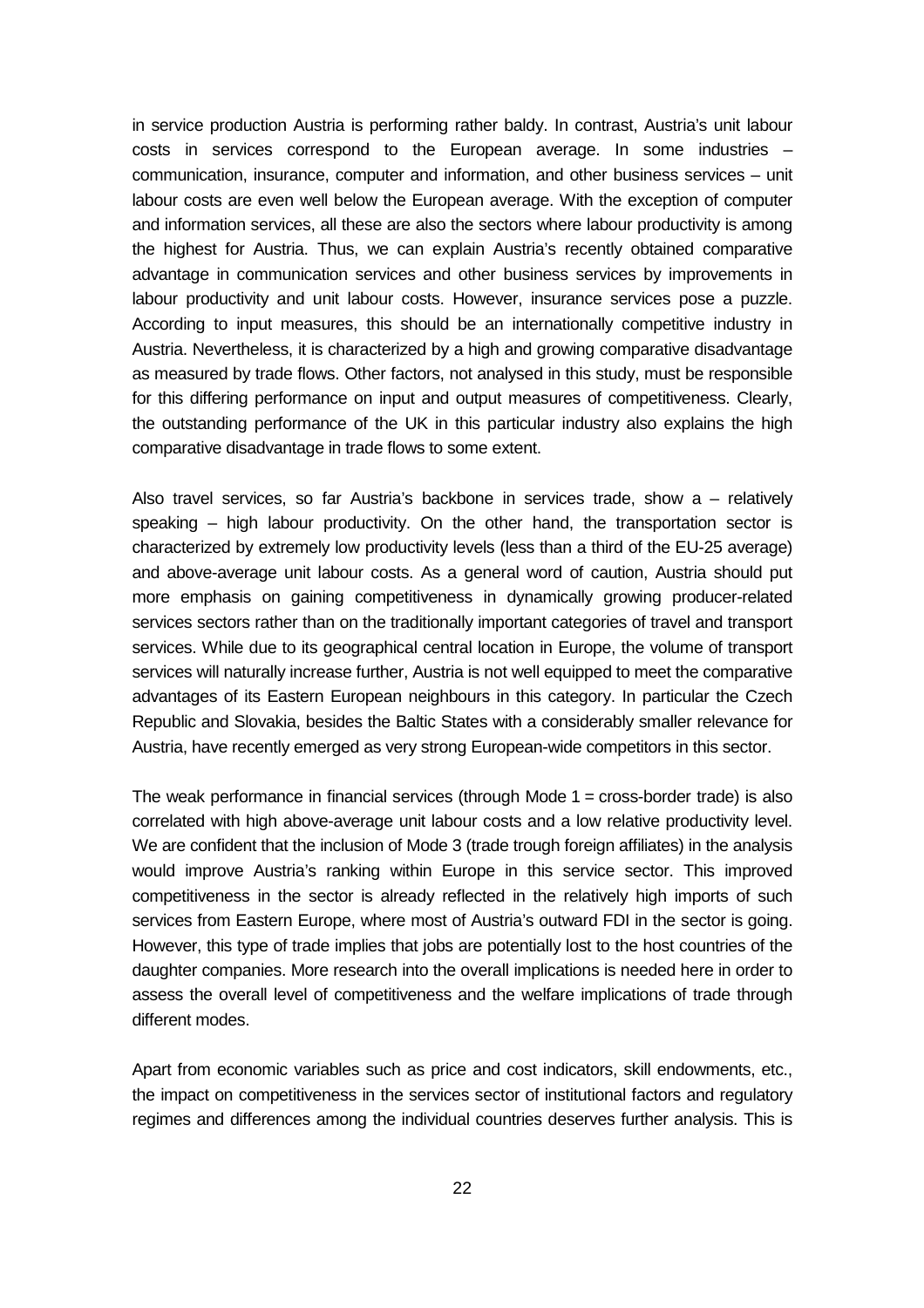in service production Austria is performing rather baldy. In contrast, Austria's unit labour costs in services correspond to the European average. In some industries – communication, insurance, computer and information, and other business services – unit labour costs are even well below the European average. With the exception of computer and information services, all these are also the sectors where labour productivity is among the highest for Austria. Thus, we can explain Austria's recently obtained comparative advantage in communication services and other business services by improvements in labour productivity and unit labour costs. However, insurance services pose a puzzle. According to input measures, this should be an internationally competitive industry in Austria. Nevertheless, it is characterized by a high and growing comparative disadvantage as measured by trade flows. Other factors, not analysed in this study, must be responsible for this differing performance on input and output measures of competitiveness. Clearly, the outstanding performance of the UK in this particular industry also explains the high comparative disadvantage in trade flows to some extent.

Also travel services, so far Austria's backbone in services trade, show a – relatively speaking – high labour productivity. On the other hand, the transportation sector is characterized by extremely low productivity levels (less than a third of the EU-25 average) and above-average unit labour costs. As a general word of caution, Austria should put more emphasis on gaining competitiveness in dynamically growing producer-related services sectors rather than on the traditionally important categories of travel and transport services. While due to its geographical central location in Europe, the volume of transport services will naturally increase further, Austria is not well equipped to meet the comparative advantages of its Eastern European neighbours in this category. In particular the Czech Republic and Slovakia, besides the Baltic States with a considerably smaller relevance for Austria, have recently emerged as very strong European-wide competitors in this sector.

The weak performance in financial services (through Mode 1 = cross-border trade) is also correlated with high above-average unit labour costs and a low relative productivity level. We are confident that the inclusion of Mode 3 (trade trough foreign affiliates) in the analysis would improve Austria's ranking within Europe in this service sector. This improved competitiveness in the sector is already reflected in the relatively high imports of such services from Eastern Europe, where most of Austria's outward FDI in the sector is going. However, this type of trade implies that jobs are potentially lost to the host countries of the daughter companies. More research into the overall implications is needed here in order to assess the overall level of competitiveness and the welfare implications of trade through different modes.

Apart from economic variables such as price and cost indicators, skill endowments, etc., the impact on competitiveness in the services sector of institutional factors and regulatory regimes and differences among the individual countries deserves further analysis. This is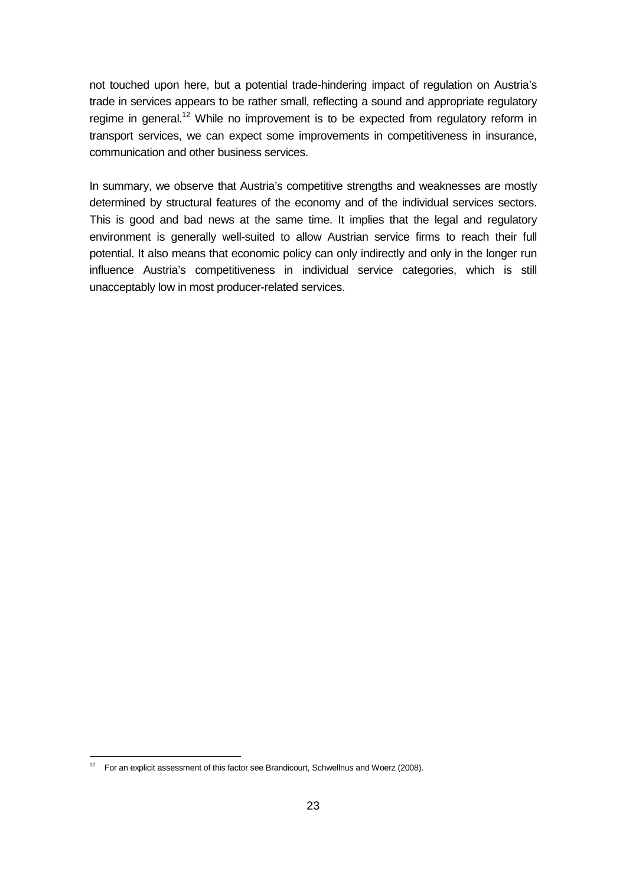not touched upon here, but a potential trade-hindering impact of regulation on Austria's trade in services appears to be rather small, reflecting a sound and appropriate regulatory regime in general.[12] While no improvement is to be expected from regulatory reform in transport services, we can expect some improvements in competitiveness in insurance, communication and other business services.

In summary, we observe that Austria's competitive strengths and weaknesses are mostly determined by structural features of the economy and of the individual services sectors. This is good and bad news at the same time. It implies that the legal and regulatory environment is generally well-suited to allow Austrian service firms to reach their full potential. It also means that economic policy can only indirectly and only in the longer run influence Austria's competitiveness in individual service categories, which is still unacceptably low in most producer-related services.

[12] For an explicit assessment of this factor see Brandicourt, Schwellnus and Woerz (2008).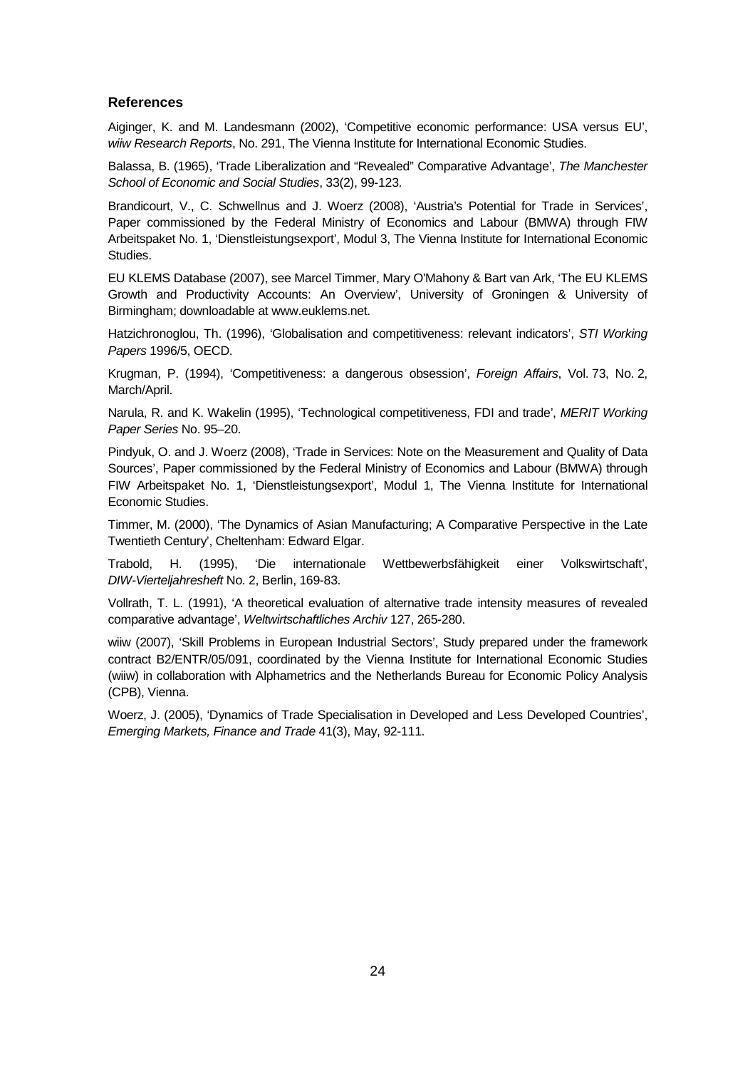## References

Aiginger, K. and M. Landesmann (2002), 'Competitive economic performance: USA versus EU', *wiiw Research Reports*, No. 291, The Vienna Institute for International Economic Studies.

Balassa, B. (1965), 'Trade Liberalization and "Revealed" Comparative Advantage', *The Manchester School of Economic and Social Studies*, 33(2), 99-123.

Brandicourt, V., C. Schwellnus and J. Woerz (2008), 'Austria's Potential for Trade in Services', Paper commissioned by the Federal Ministry of Economics and Labour (BMWA) through FIW Arbeitspaket No. 1, 'Dienstleistungsexport', Modul 3, The Vienna Institute for International Economic Studies.

EU KLEMS Database (2007), see Marcel Timmer, Mary O'Mahony & Bart van Ark, 'The EU KLEMS Growth and Productivity Accounts: An Overview', University of Groningen & University of Birmingham; downloadable at www.euklems.net.

Hatzichronoglou, Th. (1996), 'Globalisation and competitiveness: relevant indicators', *STI Working Papers* 1996/5, OECD.

Krugman, P. (1994), 'Competitiveness: a dangerous obsession', *Foreign Affairs*, Vol. 73, No. 2, March/April.

Narula, R. and K. Wakelin (1995), 'Technological competitiveness, FDI and trade', *MERIT Working Paper Series* No. 95–20.

Pindyuk, O. and J. Woerz (2008), 'Trade in Services: Note on the Measurement and Quality of Data Sources', Paper commissioned by the Federal Ministry of Economics and Labour (BMWA) through FIW Arbeitspaket No. 1, 'Dienstleistungsexport', Modul 1, The Vienna Institute for International Economic Studies.

Timmer, M. (2000), 'The Dynamics of Asian Manufacturing; A Comparative Perspective in the Late Twentieth Century', Cheltenham: Edward Elgar.

Trabold, H. (1995), 'Die internationale Wettbewerbsfähigkeit einer Volkswirtschaft', *DIW-Vierteljahresheft* No. 2, Berlin, 169-83.

Vollrath, T. L. (1991), 'A theoretical evaluation of alternative trade intensity measures of revealed comparative advantage', *Weltwirtschaftliches Archiv* 127, 265-280.

wiiw (2007), 'Skill Problems in European Industrial Sectors', Study prepared under the framework contract B2/ENTR/05/091, coordinated by the Vienna Institute for International Economic Studies (wiiw) in collaboration with Alphametrics and the Netherlands Bureau for Economic Policy Analysis (CPB), Vienna.

Woerz, J. (2005), 'Dynamics of Trade Specialisation in Developed and Less Developed Countries', *Emerging Markets, Finance and Trade* 41(3), May, 92-111.